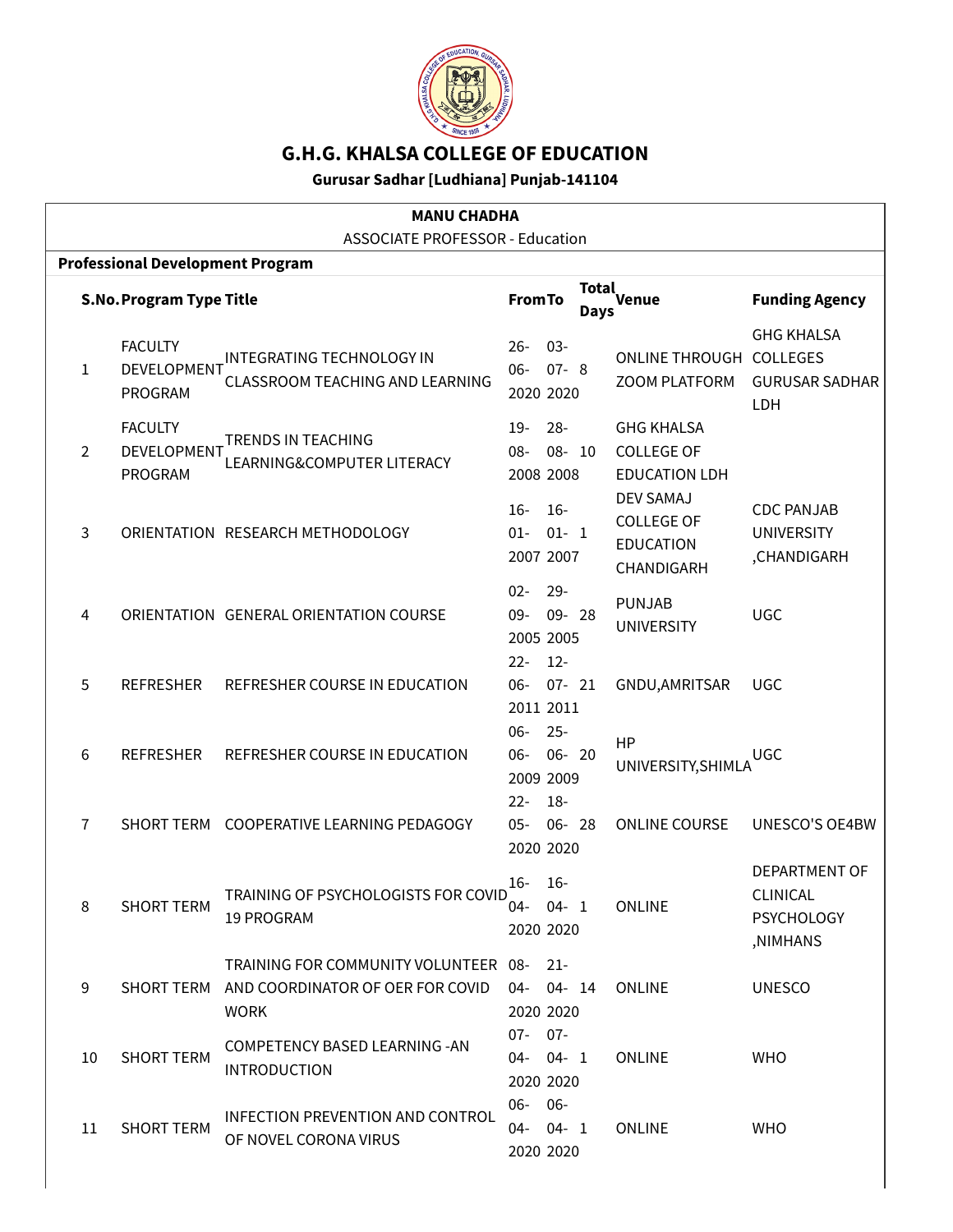# G.H.G. KHALSA COLLEGE OF EDUCATION

**Gurusar Sadhar [Ludhiana] Punjab-141104**

**MANU CHADHA**

ASSOCIATE PROFESSOR - Education

**Professional Development Program**

| S.No. | Program Type | Title | From | To | Total Days | Venue | Funding Agency |
|---|---|---|---|---|---|---|---|
| 1 | FACULTY DEVELOPMENT PROGRAM | INTEGRATING TECHNOLOGY IN CLASSROOM TEACHING AND LEARNING | 26-06-2020 | 03-07-2020 | 8 | ONLINE THROUGH ZOOM PLATFORM | GHG KHALSA COLLEGES GURUSAR SADHAR LDH |
| 2 | FACULTY DEVELOPMENT PROGRAM | TRENDS IN TEACHING LEARNING&COMPUTER LITERACY | 19-08-2008 | 28-08-2008 | 10 | GHG KHALSA COLLEGE OF EDUCATION LDH | |
| 3 | ORIENTATION | RESEARCH METHODOLOGY | 16-01-2007 | 16-01-2007 | 1 | DEV SAMAJ COLLEGE OF EDUCATION CHANDIGARH | CDC PANJAB UNIVERSITY ,CHANDIGARH |
| 4 | ORIENTATION | GENERAL ORIENTATION COURSE | 02-09-2005 | 29-09-2005 | 28 | PUNJAB UNIVERSITY | UGC |
| 5 | REFRESHER | REFRESHER COURSE IN EDUCATION | 22-06-2011 | 12-07-2011 | 21 | GNDU,AMRITSAR | UGC |
| 6 | REFRESHER | REFRESHER COURSE IN EDUCATION | 06-06-2009 | 25-06-2009 | 20 | HP UNIVERSITY,SHIMLA | UGC |
| 7 | SHORT TERM | COOPERATIVE LEARNING PEDAGOGY | 22-05-2020 | 18-06-2020 | 28 | ONLINE COURSE | UNESCO'S OE4BW |
| 8 | SHORT TERM | TRAINING OF PSYCHOLOGISTS FOR COVID 19 PROGRAM | 16-04-2020 | 16-04-2020 | 1 | ONLINE | DEPARTMENT OF CLINICAL PSYCHOLOGY ,NIMHANS |
| 9 | SHORT TERM | TRAINING FOR COMMUNITY VOLUNTEER AND COORDINATOR OF OER FOR COVID WORK | 08-04-2020 | 21-04-2020 | 14 | ONLINE | UNESCO |
| 10 | SHORT TERM | COMPETENCY BASED LEARNING -AN INTRODUCTION | 07-04-2020 | 07-04-2020 | 1 | ONLINE | WHO |
| 11 | SHORT TERM | INFECTION PREVENTION AND CONTROL OF NOVEL CORONA VIRUS | 06-04-2020 | 06-04-2020 | 1 | ONLINE | WHO |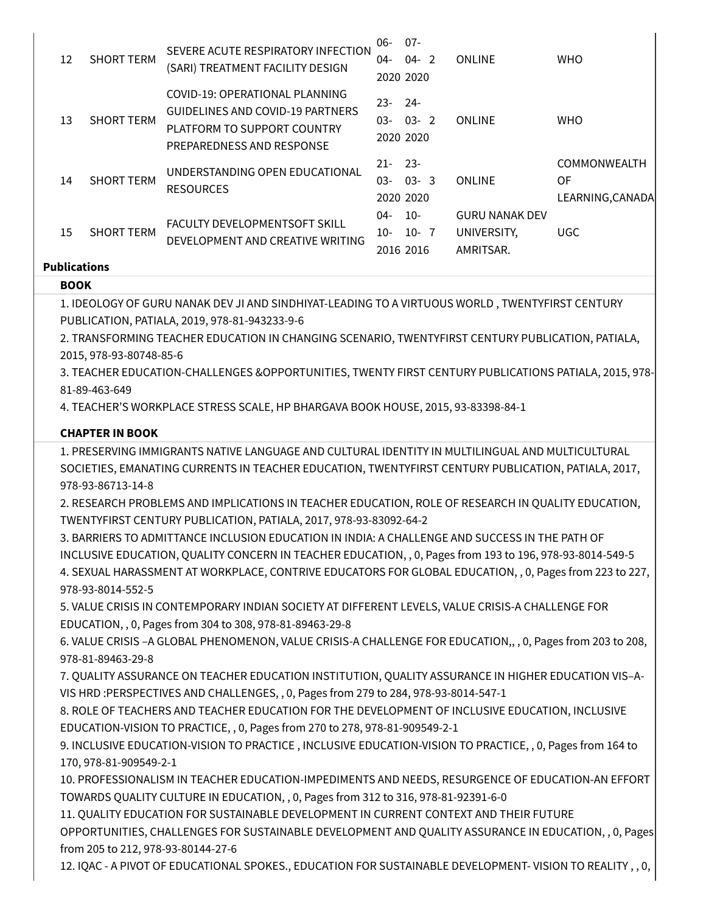| 12 | SHORT TERM | SEVERE ACUTE RESPIRATORY INFECTION (SARI) TREATMENT FACILITY DESIGN | 06-04-2020 | 07-04-2020 | 2 | ONLINE | WHO |
|---|---|---|---|---|---|---|---|
| 13 | SHORT TERM | COVID-19: OPERATIONAL PLANNING GUIDELINES AND COVID-19 PARTNERS PLATFORM TO SUPPORT COUNTRY PREPAREDNESS AND RESPONSE | 23-03-2020 | 24-03-2020 | 2 | ONLINE | WHO |
| 14 | SHORT TERM | UNDERSTANDING OPEN EDUCATIONAL RESOURCES | 21-03-2020 | 23-03-2020 | 3 | ONLINE | COMMONWEALTH OF LEARNING,CANADA |
| 15 | SHORT TERM | FACULTY DEVELOPMENTSOFT SKILL DEVELOPMENT AND CREATIVE WRITING | 04-10-2016 | 10-10-2016 | 7 | GURU NANAK DEV UNIVERSITY, AMRITSAR. | UGC |

**Publications**

**BOOK**

1. IDEOLOGY OF GURU NANAK DEV JI AND SINDHIYAT-LEADING TO A VIRTUOUS WORLD , TWENTYFIRST CENTURY PUBLICATION, PATIALA, 2019, 978-81-943233-9-6
2. TRANSFORMING TEACHER EDUCATION IN CHANGING SCENARIO, TWENTYFIRST CENTURY PUBLICATION, PATIALA, 2015, 978-93-80748-85-6
3. TEACHER EDUCATION-CHALLENGES &OPPORTUNITIES, TWENTY FIRST CENTURY PUBLICATIONS PATIALA, 2015, 978-81-89-463-649
4. TEACHER'S WORKPLACE STRESS SCALE, HP BHARGAVA BOOK HOUSE, 2015, 93-83398-84-1

**CHAPTER IN BOOK**

1. PRESERVING IMMIGRANTS NATIVE LANGUAGE AND CULTURAL IDENTITY IN MULTILINGUAL AND MULTICULTURAL SOCIETIES, EMANATING CURRENTS IN TEACHER EDUCATION, TWENTYFIRST CENTURY PUBLICATION, PATIALA, 2017, 978-93-86713-14-8
2. RESEARCH PROBLEMS AND IMPLICATIONS IN TEACHER EDUCATION, ROLE OF RESEARCH IN QUALITY EDUCATION, TWENTYFIRST CENTURY PUBLICATION, PATIALA, 2017, 978-93-83092-64-2
3. BARRIERS TO ADMITTANCE INCLUSION EDUCATION IN INDIA: A CHALLENGE AND SUCCESS IN THE PATH OF INCLUSIVE EDUCATION, QUALITY CONCERN IN TEACHER EDUCATION, , 0, Pages from 193 to 196, 978-93-8014-549-5
4. SEXUAL HARASSMENT AT WORKPLACE, CONTRIVE EDUCATORS FOR GLOBAL EDUCATION, , 0, Pages from 223 to 227, 978-93-8014-552-5
5. VALUE CRISIS IN CONTEMPORARY INDIAN SOCIETY AT DIFFERENT LEVELS, VALUE CRISIS-A CHALLENGE FOR EDUCATION, , 0, Pages from 304 to 308, 978-81-89463-29-8
6. VALUE CRISIS –A GLOBAL PHENOMENON, VALUE CRISIS-A CHALLENGE FOR EDUCATION,, , 0, Pages from 203 to 208, 978-81-89463-29-8
7. QUALITY ASSURANCE ON TEACHER EDUCATION INSTITUTION, QUALITY ASSURANCE IN HIGHER EDUCATION VIS–A-VIS HRD :PERSPECTIVES AND CHALLENGES, , 0, Pages from 279 to 284, 978-93-8014-547-1
8. ROLE OF TEACHERS AND TEACHER EDUCATION FOR THE DEVELOPMENT OF INCLUSIVE EDUCATION, INCLUSIVE EDUCATION-VISION TO PRACTICE, , 0, Pages from 270 to 278, 978-81-909549-2-1
9. INCLUSIVE EDUCATION-VISION TO PRACTICE , INCLUSIVE EDUCATION-VISION TO PRACTICE, , 0, Pages from 164 to 170, 978-81-909549-2-1
10. PROFESSIONALISM IN TEACHER EDUCATION-IMPEDIMENTS AND NEEDS, RESURGENCE OF EDUCATION-AN EFFORT TOWARDS QUALITY CULTURE IN EDUCATION, , 0, Pages from 312 to 316, 978-81-92391-6-0
11. QUALITY EDUCATION FOR SUSTAINABLE DEVELOPMENT IN CURRENT CONTEXT AND THEIR FUTURE OPPORTUNITIES, CHALLENGES FOR SUSTAINABLE DEVELOPMENT AND QUALITY ASSURANCE IN EDUCATION, , 0, Pages from 205 to 212, 978-93-80144-27-6
12. IQAC - A PIVOT OF EDUCATIONAL SPOKES., EDUCATION FOR SUSTAINABLE DEVELOPMENT- VISION TO REALITY , , 0,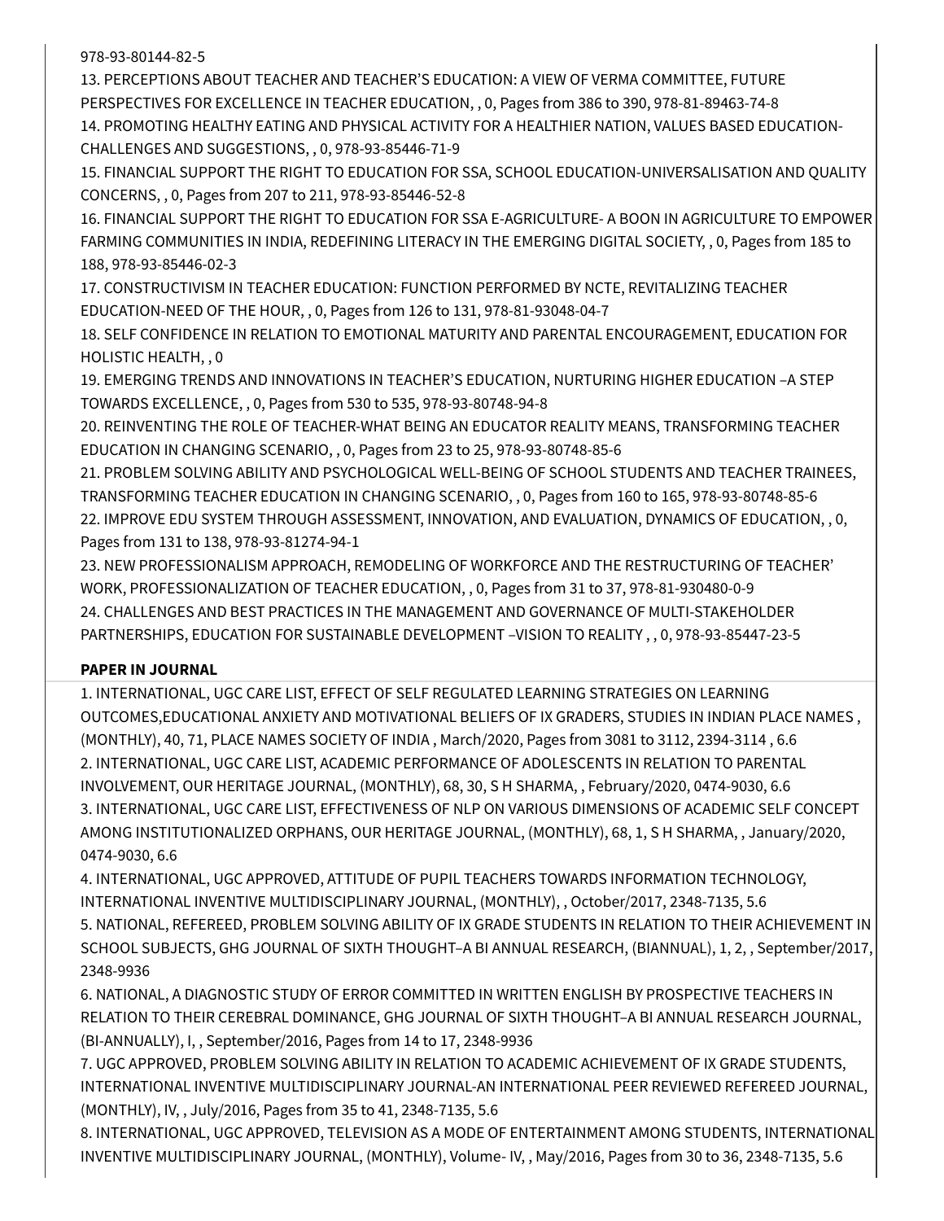978-93-80144-82-5

13. PERCEPTIONS ABOUT TEACHER AND TEACHER'S EDUCATION: A VIEW OF VERMA COMMITTEE, FUTURE PERSPECTIVES FOR EXCELLENCE IN TEACHER EDUCATION, , 0, Pages from 386 to 390, 978-81-89463-74-8

14. PROMOTING HEALTHY EATING AND PHYSICAL ACTIVITY FOR A HEALTHIER NATION, VALUES BASED EDUCATION-CHALLENGES AND SUGGESTIONS, , 0, 978-93-85446-71-9

15. FINANCIAL SUPPORT THE RIGHT TO EDUCATION FOR SSA, SCHOOL EDUCATION-UNIVERSALISATION AND QUALITY CONCERNS, , 0, Pages from 207 to 211, 978-93-85446-52-8

16. FINANCIAL SUPPORT THE RIGHT TO EDUCATION FOR SSA E-AGRICULTURE- A BOON IN AGRICULTURE TO EMPOWER FARMING COMMUNITIES IN INDIA, REDEFINING LITERACY IN THE EMERGING DIGITAL SOCIETY, , 0, Pages from 185 to 188, 978-93-85446-02-3

17. CONSTRUCTIVISM IN TEACHER EDUCATION: FUNCTION PERFORMED BY NCTE, REVITALIZING TEACHER EDUCATION-NEED OF THE HOUR, , 0, Pages from 126 to 131, 978-81-93048-04-7

18. SELF CONFIDENCE IN RELATION TO EMOTIONAL MATURITY AND PARENTAL ENCOURAGEMENT, EDUCATION FOR HOLISTIC HEALTH, , 0

19. EMERGING TRENDS AND INNOVATIONS IN TEACHER'S EDUCATION, NURTURING HIGHER EDUCATION –A STEP TOWARDS EXCELLENCE, , 0, Pages from 530 to 535, 978-93-80748-94-8

20. REINVENTING THE ROLE OF TEACHER-WHAT BEING AN EDUCATOR REALITY MEANS, TRANSFORMING TEACHER EDUCATION IN CHANGING SCENARIO, , 0, Pages from 23 to 25, 978-93-80748-85-6

21. PROBLEM SOLVING ABILITY AND PSYCHOLOGICAL WELL-BEING OF SCHOOL STUDENTS AND TEACHER TRAINEES, TRANSFORMING TEACHER EDUCATION IN CHANGING SCENARIO, , 0, Pages from 160 to 165, 978-93-80748-85-6

22. IMPROVE EDU SYSTEM THROUGH ASSESSMENT, INNOVATION, AND EVALUATION, DYNAMICS OF EDUCATION, , 0, Pages from 131 to 138, 978-93-81274-94-1

23. NEW PROFESSIONALISM APPROACH, REMODELING OF WORKFORCE AND THE RESTRUCTURING OF TEACHER' WORK, PROFESSIONALIZATION OF TEACHER EDUCATION, , 0, Pages from 31 to 37, 978-81-930480-0-9

24. CHALLENGES AND BEST PRACTICES IN THE MANAGEMENT AND GOVERNANCE OF MULTI-STAKEHOLDER PARTNERSHIPS, EDUCATION FOR SUSTAINABLE DEVELOPMENT –VISION TO REALITY , , 0, 978-93-85447-23-5

**PAPER IN JOURNAL**

1. INTERNATIONAL, UGC CARE LIST, EFFECT OF SELF REGULATED LEARNING STRATEGIES ON LEARNING OUTCOMES,EDUCATIONAL ANXIETY AND MOTIVATIONAL BELIEFS OF IX GRADERS, STUDIES IN INDIAN PLACE NAMES , (MONTHLY), 40, 71, PLACE NAMES SOCIETY OF INDIA , March/2020, Pages from 3081 to 3112, 2394-3114 , 6.6

2. INTERNATIONAL, UGC CARE LIST, ACADEMIC PERFORMANCE OF ADOLESCENTS IN RELATION TO PARENTAL INVOLVEMENT, OUR HERITAGE JOURNAL, (MONTHLY), 68, 30, S H SHARMA, , February/2020, 0474-9030, 6.6

3. INTERNATIONAL, UGC CARE LIST, EFFECTIVENESS OF NLP ON VARIOUS DIMENSIONS OF ACADEMIC SELF CONCEPT AMONG INSTITUTIONALIZED ORPHANS, OUR HERITAGE JOURNAL, (MONTHLY), 68, 1, S H SHARMA, , January/2020, 0474-9030, 6.6

4. INTERNATIONAL, UGC APPROVED, ATTITUDE OF PUPIL TEACHERS TOWARDS INFORMATION TECHNOLOGY, INTERNATIONAL INVENTIVE MULTIDISCIPLINARY JOURNAL, (MONTHLY), , October/2017, 2348-7135, 5.6

5. NATIONAL, REFEREED, PROBLEM SOLVING ABILITY OF IX GRADE STUDENTS IN RELATION TO THEIR ACHIEVEMENT IN SCHOOL SUBJECTS, GHG JOURNAL OF SIXTH THOUGHT–A BI ANNUAL RESEARCH, (BIANNUAL), 1, 2, , September/2017, 2348-9936

6. NATIONAL, A DIAGNOSTIC STUDY OF ERROR COMMITTED IN WRITTEN ENGLISH BY PROSPECTIVE TEACHERS IN RELATION TO THEIR CEREBRAL DOMINANCE, GHG JOURNAL OF SIXTH THOUGHT–A BI ANNUAL RESEARCH JOURNAL, (BI-ANNUALLY), I, , September/2016, Pages from 14 to 17, 2348-9936

7. UGC APPROVED, PROBLEM SOLVING ABILITY IN RELATION TO ACADEMIC ACHIEVEMENT OF IX GRADE STUDENTS, INTERNATIONAL INVENTIVE MULTIDISCIPLINARY JOURNAL-AN INTERNATIONAL PEER REVIEWED REFEREED JOURNAL, (MONTHLY), IV, , July/2016, Pages from 35 to 41, 2348-7135, 5.6

8. INTERNATIONAL, UGC APPROVED, TELEVISION AS A MODE OF ENTERTAINMENT AMONG STUDENTS, INTERNATIONAL INVENTIVE MULTIDISCIPLINARY JOURNAL, (MONTHLY), Volume- IV, , May/2016, Pages from 30 to 36, 2348-7135, 5.6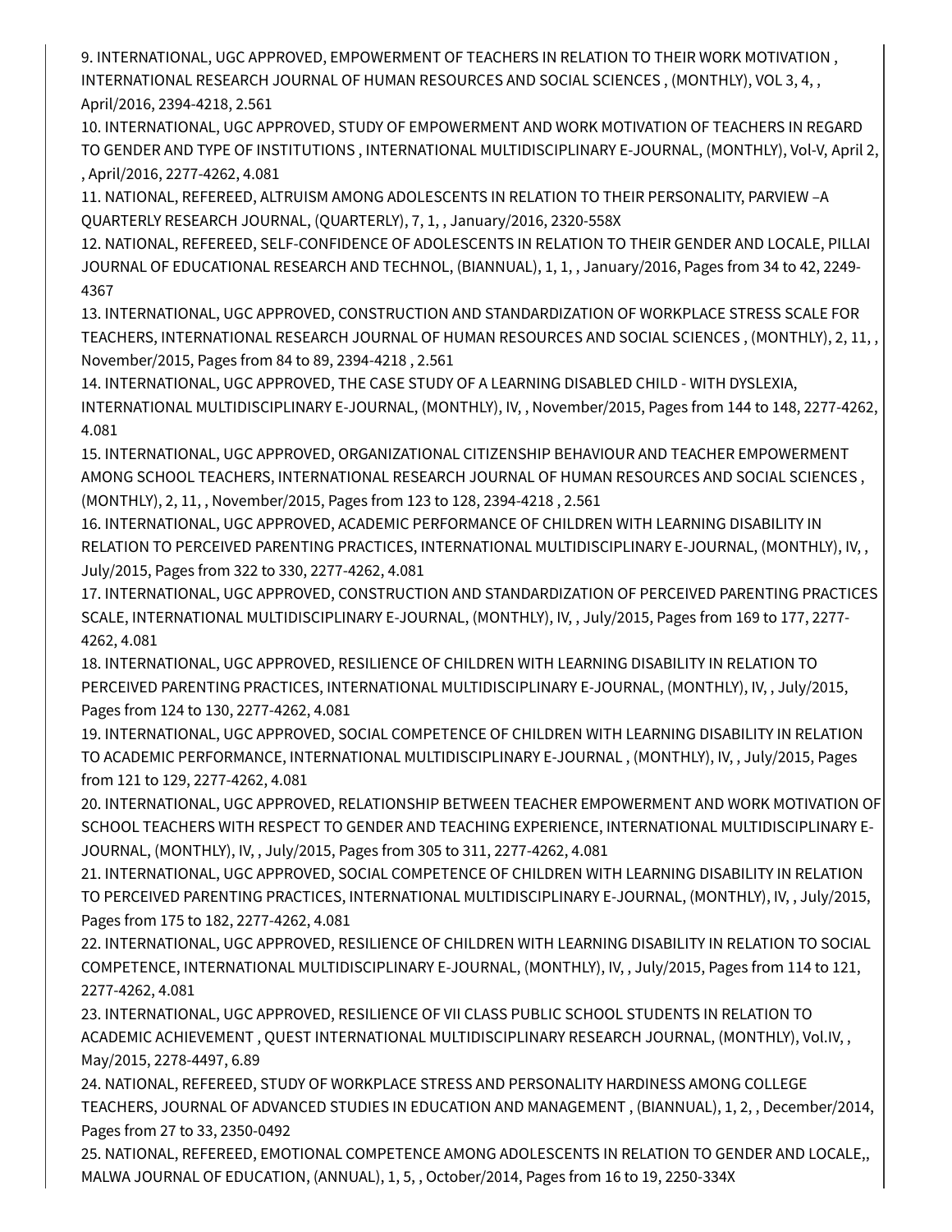9. INTERNATIONAL, UGC APPROVED, EMPOWERMENT OF TEACHERS IN RELATION TO THEIR WORK MOTIVATION , INTERNATIONAL RESEARCH JOURNAL OF HUMAN RESOURCES AND SOCIAL SCIENCES , (MONTHLY), VOL 3, 4, , April/2016, 2394-4218, 2.561

10. INTERNATIONAL, UGC APPROVED, STUDY OF EMPOWERMENT AND WORK MOTIVATION OF TEACHERS IN REGARD TO GENDER AND TYPE OF INSTITUTIONS , INTERNATIONAL MULTIDISCIPLINARY E-JOURNAL, (MONTHLY), Vol-V, April 2, , April/2016, 2277-4262, 4.081

11. NATIONAL, REFEREED, ALTRUISM AMONG ADOLESCENTS IN RELATION TO THEIR PERSONALITY, PARVIEW –A QUARTERLY RESEARCH JOURNAL, (QUARTERLY), 7, 1, , January/2016, 2320-558X

12. NATIONAL, REFEREED, SELF-CONFIDENCE OF ADOLESCENTS IN RELATION TO THEIR GENDER AND LOCALE, PILLAI JOURNAL OF EDUCATIONAL RESEARCH AND TECHNOL, (BIANNUAL), 1, 1, , January/2016, Pages from 34 to 42, 2249-4367

13. INTERNATIONAL, UGC APPROVED, CONSTRUCTION AND STANDARDIZATION OF WORKPLACE STRESS SCALE FOR TEACHERS, INTERNATIONAL RESEARCH JOURNAL OF HUMAN RESOURCES AND SOCIAL SCIENCES , (MONTHLY), 2, 11, , November/2015, Pages from 84 to 89, 2394-4218 , 2.561

14. INTERNATIONAL, UGC APPROVED, THE CASE STUDY OF A LEARNING DISABLED CHILD - WITH DYSLEXIA, INTERNATIONAL MULTIDISCIPLINARY E-JOURNAL, (MONTHLY), IV, , November/2015, Pages from 144 to 148, 2277-4262, 4.081

15. INTERNATIONAL, UGC APPROVED, ORGANIZATIONAL CITIZENSHIP BEHAVIOUR AND TEACHER EMPOWERMENT AMONG SCHOOL TEACHERS, INTERNATIONAL RESEARCH JOURNAL OF HUMAN RESOURCES AND SOCIAL SCIENCES , (MONTHLY), 2, 11, , November/2015, Pages from 123 to 128, 2394-4218 , 2.561

16. INTERNATIONAL, UGC APPROVED, ACADEMIC PERFORMANCE OF CHILDREN WITH LEARNING DISABILITY IN RELATION TO PERCEIVED PARENTING PRACTICES, INTERNATIONAL MULTIDISCIPLINARY E-JOURNAL, (MONTHLY), IV, , July/2015, Pages from 322 to 330, 2277-4262, 4.081

17. INTERNATIONAL, UGC APPROVED, CONSTRUCTION AND STANDARDIZATION OF PERCEIVED PARENTING PRACTICES SCALE, INTERNATIONAL MULTIDISCIPLINARY E-JOURNAL, (MONTHLY), IV, , July/2015, Pages from 169 to 177, 2277-4262, 4.081

18. INTERNATIONAL, UGC APPROVED, RESILIENCE OF CHILDREN WITH LEARNING DISABILITY IN RELATION TO PERCEIVED PARENTING PRACTICES, INTERNATIONAL MULTIDISCIPLINARY E-JOURNAL, (MONTHLY), IV, , July/2015, Pages from 124 to 130, 2277-4262, 4.081

19. INTERNATIONAL, UGC APPROVED, SOCIAL COMPETENCE OF CHILDREN WITH LEARNING DISABILITY IN RELATION TO ACADEMIC PERFORMANCE, INTERNATIONAL MULTIDISCIPLINARY E-JOURNAL , (MONTHLY), IV, , July/2015, Pages from 121 to 129, 2277-4262, 4.081

20. INTERNATIONAL, UGC APPROVED, RELATIONSHIP BETWEEN TEACHER EMPOWERMENT AND WORK MOTIVATION OF SCHOOL TEACHERS WITH RESPECT TO GENDER AND TEACHING EXPERIENCE, INTERNATIONAL MULTIDISCIPLINARY E-JOURNAL, (MONTHLY), IV, , July/2015, Pages from 305 to 311, 2277-4262, 4.081

21. INTERNATIONAL, UGC APPROVED, SOCIAL COMPETENCE OF CHILDREN WITH LEARNING DISABILITY IN RELATION TO PERCEIVED PARENTING PRACTICES, INTERNATIONAL MULTIDISCIPLINARY E-JOURNAL, (MONTHLY), IV, , July/2015, Pages from 175 to 182, 2277-4262, 4.081

22. INTERNATIONAL, UGC APPROVED, RESILIENCE OF CHILDREN WITH LEARNING DISABILITY IN RELATION TO SOCIAL COMPETENCE, INTERNATIONAL MULTIDISCIPLINARY E-JOURNAL, (MONTHLY), IV, , July/2015, Pages from 114 to 121, 2277-4262, 4.081

23. INTERNATIONAL, UGC APPROVED, RESILIENCE OF VII CLASS PUBLIC SCHOOL STUDENTS IN RELATION TO ACADEMIC ACHIEVEMENT , QUEST INTERNATIONAL MULTIDISCIPLINARY RESEARCH JOURNAL, (MONTHLY), Vol.IV, , May/2015, 2278-4497, 6.89

24. NATIONAL, REFEREED, STUDY OF WORKPLACE STRESS AND PERSONALITY HARDINESS AMONG COLLEGE TEACHERS, JOURNAL OF ADVANCED STUDIES IN EDUCATION AND MANAGEMENT , (BIANNUAL), 1, 2, , December/2014, Pages from 27 to 33, 2350-0492

25. NATIONAL, REFEREED, EMOTIONAL COMPETENCE AMONG ADOLESCENTS IN RELATION TO GENDER AND LOCALE,, MALWA JOURNAL OF EDUCATION, (ANNUAL), 1, 5, , October/2014, Pages from 16 to 19, 2250-334X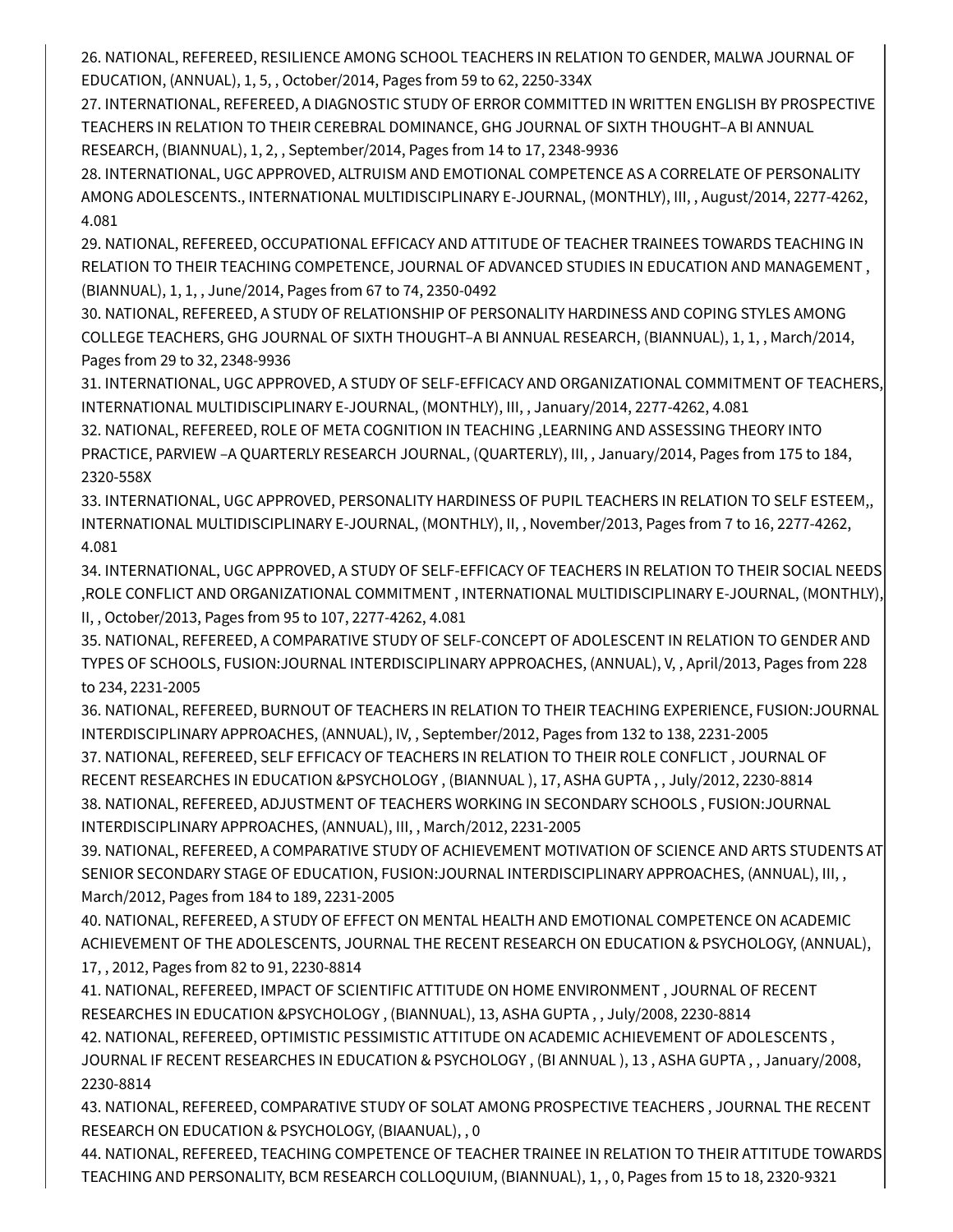26. NATIONAL, REFEREED, RESILIENCE AMONG SCHOOL TEACHERS IN RELATION TO GENDER, MALWA JOURNAL OF EDUCATION, (ANNUAL), 1, 5, , October/2014, Pages from 59 to 62, 2250-334X

27. INTERNATIONAL, REFEREED, A DIAGNOSTIC STUDY OF ERROR COMMITTED IN WRITTEN ENGLISH BY PROSPECTIVE TEACHERS IN RELATION TO THEIR CEREBRAL DOMINANCE, GHG JOURNAL OF SIXTH THOUGHT–A BI ANNUAL RESEARCH, (BIANNUAL), 1, 2, , September/2014, Pages from 14 to 17, 2348-9936

28. INTERNATIONAL, UGC APPROVED, ALTRUISM AND EMOTIONAL COMPETENCE AS A CORRELATE OF PERSONALITY AMONG ADOLESCENTS., INTERNATIONAL MULTIDISCIPLINARY E-JOURNAL, (MONTHLY), III, , August/2014, 2277-4262, 4.081

29. NATIONAL, REFEREED, OCCUPATIONAL EFFICACY AND ATTITUDE OF TEACHER TRAINEES TOWARDS TEACHING IN RELATION TO THEIR TEACHING COMPETENCE, JOURNAL OF ADVANCED STUDIES IN EDUCATION AND MANAGEMENT , (BIANNUAL), 1, 1, , June/2014, Pages from 67 to 74, 2350-0492

30. NATIONAL, REFEREED, A STUDY OF RELATIONSHIP OF PERSONALITY HARDINESS AND COPING STYLES AMONG COLLEGE TEACHERS, GHG JOURNAL OF SIXTH THOUGHT–A BI ANNUAL RESEARCH, (BIANNUAL), 1, 1, , March/2014, Pages from 29 to 32, 2348-9936

31. INTERNATIONAL, UGC APPROVED, A STUDY OF SELF-EFFICACY AND ORGANIZATIONAL COMMITMENT OF TEACHERS, INTERNATIONAL MULTIDISCIPLINARY E-JOURNAL, (MONTHLY), III, , January/2014, 2277-4262, 4.081

32. NATIONAL, REFEREED, ROLE OF META COGNITION IN TEACHING ,LEARNING AND ASSESSING THEORY INTO PRACTICE, PARVIEW –A QUARTERLY RESEARCH JOURNAL, (QUARTERLY), III, , January/2014, Pages from 175 to 184, 2320-558X

33. INTERNATIONAL, UGC APPROVED, PERSONALITY HARDINESS OF PUPIL TEACHERS IN RELATION TO SELF ESTEEM,, INTERNATIONAL MULTIDISCIPLINARY E-JOURNAL, (MONTHLY), II, , November/2013, Pages from 7 to 16, 2277-4262, 4.081

34. INTERNATIONAL, UGC APPROVED, A STUDY OF SELF-EFFICACY OF TEACHERS IN RELATION TO THEIR SOCIAL NEEDS ,ROLE CONFLICT AND ORGANIZATIONAL COMMITMENT , INTERNATIONAL MULTIDISCIPLINARY E-JOURNAL, (MONTHLY), II, , October/2013, Pages from 95 to 107, 2277-4262, 4.081

35. NATIONAL, REFEREED, A COMPARATIVE STUDY OF SELF-CONCEPT OF ADOLESCENT IN RELATION TO GENDER AND TYPES OF SCHOOLS, FUSION:JOURNAL INTERDISCIPLINARY APPROACHES, (ANNUAL), V, , April/2013, Pages from 228 to 234, 2231-2005

36. NATIONAL, REFEREED, BURNOUT OF TEACHERS IN RELATION TO THEIR TEACHING EXPERIENCE, FUSION:JOURNAL INTERDISCIPLINARY APPROACHES, (ANNUAL), IV, , September/2012, Pages from 132 to 138, 2231-2005

37. NATIONAL, REFEREED, SELF EFFICACY OF TEACHERS IN RELATION TO THEIR ROLE CONFLICT , JOURNAL OF RECENT RESEARCHES IN EDUCATION &PSYCHOLOGY , (BIANNUAL ), 17, ASHA GUPTA , , July/2012, 2230-8814

38. NATIONAL, REFEREED, ADJUSTMENT OF TEACHERS WORKING IN SECONDARY SCHOOLS , FUSION:JOURNAL INTERDISCIPLINARY APPROACHES, (ANNUAL), III, , March/2012, 2231-2005

39. NATIONAL, REFEREED, A COMPARATIVE STUDY OF ACHIEVEMENT MOTIVATION OF SCIENCE AND ARTS STUDENTS AT SENIOR SECONDARY STAGE OF EDUCATION, FUSION:JOURNAL INTERDISCIPLINARY APPROACHES, (ANNUAL), III, , March/2012, Pages from 184 to 189, 2231-2005

40. NATIONAL, REFEREED, A STUDY OF EFFECT ON MENTAL HEALTH AND EMOTIONAL COMPETENCE ON ACADEMIC ACHIEVEMENT OF THE ADOLESCENTS, JOURNAL THE RECENT RESEARCH ON EDUCATION & PSYCHOLOGY, (ANNUAL), 17, , 2012, Pages from 82 to 91, 2230-8814

41. NATIONAL, REFEREED, IMPACT OF SCIENTIFIC ATTITUDE ON HOME ENVIRONMENT , JOURNAL OF RECENT RESEARCHES IN EDUCATION &PSYCHOLOGY , (BIANNUAL), 13, ASHA GUPTA , , July/2008, 2230-8814

42. NATIONAL, REFEREED, OPTIMISTIC PESSIMISTIC ATTITUDE ON ACADEMIC ACHIEVEMENT OF ADOLESCENTS , JOURNAL IF RECENT RESEARCHES IN EDUCATION & PSYCHOLOGY , (BI ANNUAL ), 13 , ASHA GUPTA , , January/2008, 2230-8814

43. NATIONAL, REFEREED, COMPARATIVE STUDY OF SOLAT AMONG PROSPECTIVE TEACHERS , JOURNAL THE RECENT RESEARCH ON EDUCATION & PSYCHOLOGY, (BIAANUAL), , 0

44. NATIONAL, REFEREED, TEACHING COMPETENCE OF TEACHER TRAINEE IN RELATION TO THEIR ATTITUDE TOWARDS TEACHING AND PERSONALITY, BCM RESEARCH COLLOQUIUM, (BIANNUAL), 1, , 0, Pages from 15 to 18, 2320-9321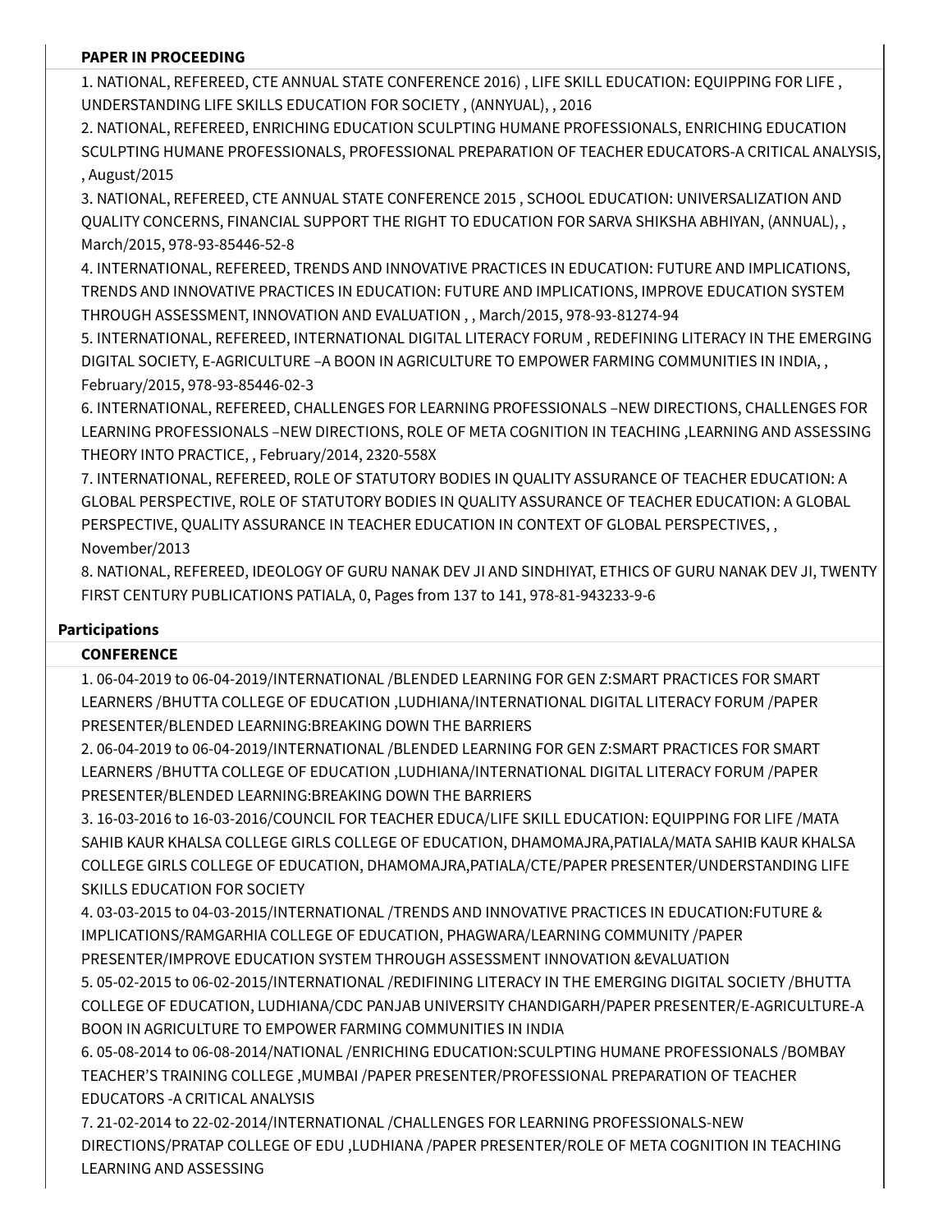**PAPER IN PROCEEDING**

1. NATIONAL, REFEREED, CTE ANNUAL STATE CONFERENCE 2016) , LIFE SKILL EDUCATION: EQUIPPING FOR LIFE , UNDERSTANDING LIFE SKILLS EDUCATION FOR SOCIETY , (ANNYUAL), , 2016
2. NATIONAL, REFEREED, ENRICHING EDUCATION SCULPTING HUMANE PROFESSIONALS, ENRICHING EDUCATION SCULPTING HUMANE PROFESSIONALS, PROFESSIONAL PREPARATION OF TEACHER EDUCATORS-A CRITICAL ANALYSIS, , August/2015
3. NATIONAL, REFEREED, CTE ANNUAL STATE CONFERENCE 2015 , SCHOOL EDUCATION: UNIVERSALIZATION AND QUALITY CONCERNS, FINANCIAL SUPPORT THE RIGHT TO EDUCATION FOR SARVA SHIKSHA ABHIYAN, (ANNUAL), , March/2015, 978-93-85446-52-8
4. INTERNATIONAL, REFEREED, TRENDS AND INNOVATIVE PRACTICES IN EDUCATION: FUTURE AND IMPLICATIONS, TRENDS AND INNOVATIVE PRACTICES IN EDUCATION: FUTURE AND IMPLICATIONS, IMPROVE EDUCATION SYSTEM THROUGH ASSESSMENT, INNOVATION AND EVALUATION , , March/2015, 978-93-81274-94
5. INTERNATIONAL, REFEREED, INTERNATIONAL DIGITAL LITERACY FORUM , REDEFINING LITERACY IN THE EMERGING DIGITAL SOCIETY, E-AGRICULTURE –A BOON IN AGRICULTURE TO EMPOWER FARMING COMMUNITIES IN INDIA, , February/2015, 978-93-85446-02-3
6. INTERNATIONAL, REFEREED, CHALLENGES FOR LEARNING PROFESSIONALS –NEW DIRECTIONS, CHALLENGES FOR LEARNING PROFESSIONALS –NEW DIRECTIONS, ROLE OF META COGNITION IN TEACHING ,LEARNING AND ASSESSING THEORY INTO PRACTICE, , February/2014, 2320-558X
7. INTERNATIONAL, REFEREED, ROLE OF STATUTORY BODIES IN QUALITY ASSURANCE OF TEACHER EDUCATION: A GLOBAL PERSPECTIVE, ROLE OF STATUTORY BODIES IN QUALITY ASSURANCE OF TEACHER EDUCATION: A GLOBAL PERSPECTIVE, QUALITY ASSURANCE IN TEACHER EDUCATION IN CONTEXT OF GLOBAL PERSPECTIVES, , November/2013
8. NATIONAL, REFEREED, IDEOLOGY OF GURU NANAK DEV JI AND SINDHIYAT, ETHICS OF GURU NANAK DEV JI, TWENTY FIRST CENTURY PUBLICATIONS PATIALA, 0, Pages from 137 to 141, 978-81-943233-9-6

## Participations

**CONFERENCE**

1. 06-04-2019 to 06-04-2019/INTERNATIONAL /BLENDED LEARNING FOR GEN Z:SMART PRACTICES FOR SMART LEARNERS /BHUTTA COLLEGE OF EDUCATION ,LUDHIANA/INTERNATIONAL DIGITAL LITERACY FORUM /PAPER PRESENTER/BLENDED LEARNING:BREAKING DOWN THE BARRIERS
2. 06-04-2019 to 06-04-2019/INTERNATIONAL /BLENDED LEARNING FOR GEN Z:SMART PRACTICES FOR SMART LEARNERS /BHUTTA COLLEGE OF EDUCATION ,LUDHIANA/INTERNATIONAL DIGITAL LITERACY FORUM /PAPER PRESENTER/BLENDED LEARNING:BREAKING DOWN THE BARRIERS
3. 16-03-2016 to 16-03-2016/COUNCIL FOR TEACHER EDUCA/LIFE SKILL EDUCATION: EQUIPPING FOR LIFE /MATA SAHIB KAUR KHALSA COLLEGE GIRLS COLLEGE OF EDUCATION, DHAMOMAJRA,PATIALA/MATA SAHIB KAUR KHALSA COLLEGE GIRLS COLLEGE OF EDUCATION, DHAMOMAJRA,PATIALA/CTE/PAPER PRESENTER/UNDERSTANDING LIFE SKILLS EDUCATION FOR SOCIETY
4. 03-03-2015 to 04-03-2015/INTERNATIONAL /TRENDS AND INNOVATIVE PRACTICES IN EDUCATION:FUTURE & IMPLICATIONS/RAMGARHIA COLLEGE OF EDUCATION, PHAGWARA/LEARNING COMMUNITY /PAPER PRESENTER/IMPROVE EDUCATION SYSTEM THROUGH ASSESSMENT INNOVATION &EVALUATION
5. 05-02-2015 to 06-02-2015/INTERNATIONAL /REDIFINING LITERACY IN THE EMERGING DIGITAL SOCIETY /BHUTTA COLLEGE OF EDUCATION, LUDHIANA/CDC PANJAB UNIVERSITY CHANDIGARH/PAPER PRESENTER/E-AGRICULTURE-A BOON IN AGRICULTURE TO EMPOWER FARMING COMMUNITIES IN INDIA
6. 05-08-2014 to 06-08-2014/NATIONAL /ENRICHING EDUCATION:SCULPTING HUMANE PROFESSIONALS /BOMBAY TEACHER'S TRAINING COLLEGE ,MUMBAI /PAPER PRESENTER/PROFESSIONAL PREPARATION OF TEACHER EDUCATORS -A CRITICAL ANALYSIS
7. 21-02-2014 to 22-02-2014/INTERNATIONAL /CHALLENGES FOR LEARNING PROFESSIONALS-NEW DIRECTIONS/PRATAP COLLEGE OF EDU ,LUDHIANA /PAPER PRESENTER/ROLE OF META COGNITION IN TEACHING LEARNING AND ASSESSING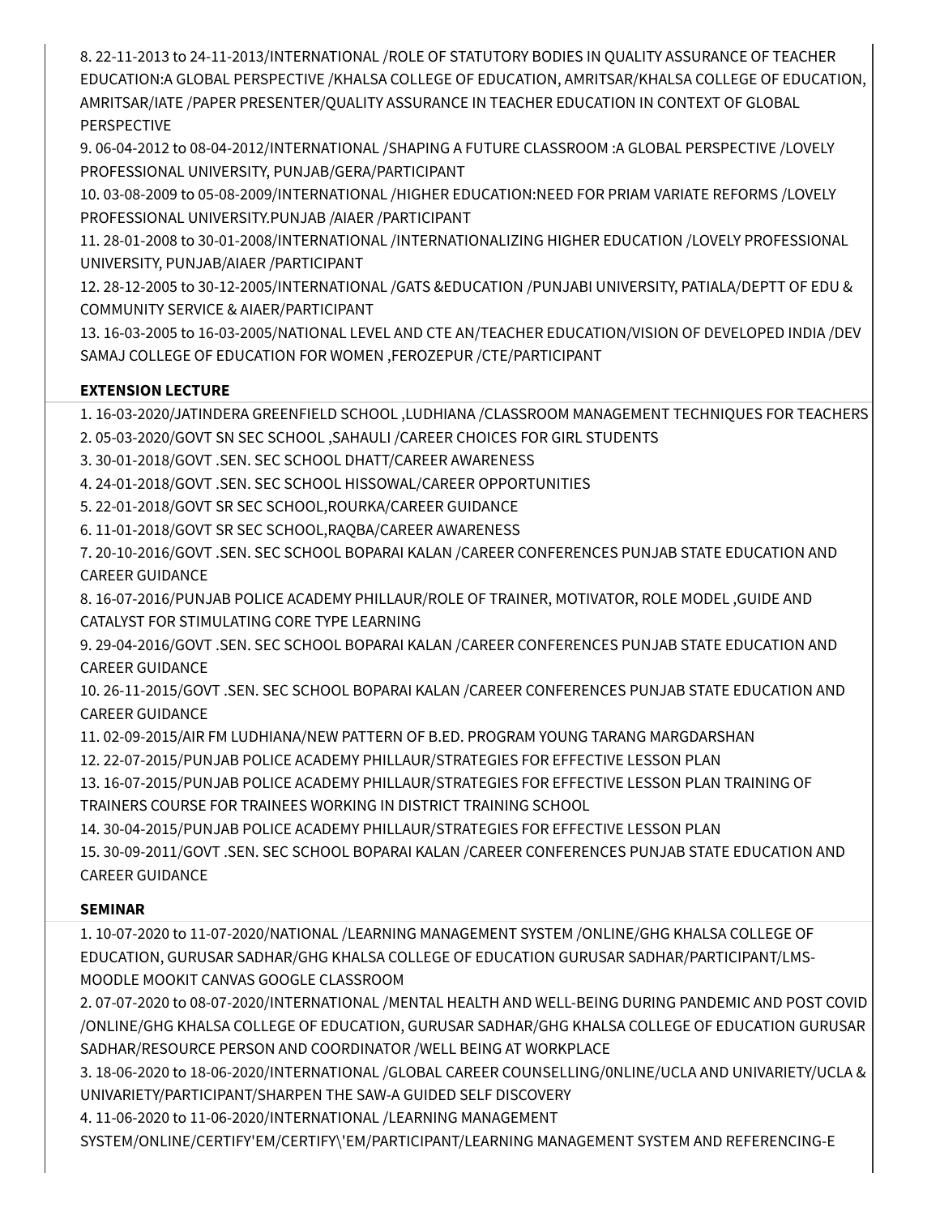8. 22-11-2013 to 24-11-2013/INTERNATIONAL /ROLE OF STATUTORY BODIES IN QUALITY ASSURANCE OF TEACHER EDUCATION:A GLOBAL PERSPECTIVE /KHALSA COLLEGE OF EDUCATION, AMRITSAR/KHALSA COLLEGE OF EDUCATION, AMRITSAR/IATE /PAPER PRESENTER/QUALITY ASSURANCE IN TEACHER EDUCATION IN CONTEXT OF GLOBAL PERSPECTIVE

9. 06-04-2012 to 08-04-2012/INTERNATIONAL /SHAPING A FUTURE CLASSROOM :A GLOBAL PERSPECTIVE /LOVELY PROFESSIONAL UNIVERSITY, PUNJAB/GERA/PARTICIPANT

10. 03-08-2009 to 05-08-2009/INTERNATIONAL /HIGHER EDUCATION:NEED FOR PRIAM VARIATE REFORMS /LOVELY PROFESSIONAL UNIVERSITY.PUNJAB /AIAER /PARTICIPANT

11. 28-01-2008 to 30-01-2008/INTERNATIONAL /INTERNATIONALIZING HIGHER EDUCATION /LOVELY PROFESSIONAL UNIVERSITY, PUNJAB/AIAER /PARTICIPANT

12. 28-12-2005 to 30-12-2005/INTERNATIONAL /GATS &EDUCATION /PUNJABI UNIVERSITY, PATIALA/DEPTT OF EDU & COMMUNITY SERVICE & AIAER/PARTICIPANT

13. 16-03-2005 to 16-03-2005/NATIONAL LEVEL AND CTE AN/TEACHER EDUCATION/VISION OF DEVELOPED INDIA /DEV SAMAJ COLLEGE OF EDUCATION FOR WOMEN ,FEROZEPUR /CTE/PARTICIPANT

**EXTENSION LECTURE**

1. 16-03-2020/JATINDERA GREENFIELD SCHOOL ,LUDHIANA /CLASSROOM MANAGEMENT TECHNIQUES FOR TEACHERS
2. 05-03-2020/GOVT SN SEC SCHOOL ,SAHAULI /CAREER CHOICES FOR GIRL STUDENTS
3. 30-01-2018/GOVT .SEN. SEC SCHOOL DHATT/CAREER AWARENESS
4. 24-01-2018/GOVT .SEN. SEC SCHOOL HISSOWAL/CAREER OPPORTUNITIES
5. 22-01-2018/GOVT SR SEC SCHOOL,ROURKA/CAREER GUIDANCE
6. 11-01-2018/GOVT SR SEC SCHOOL,RAQBA/CAREER AWARENESS
7. 20-10-2016/GOVT .SEN. SEC SCHOOL BOPARAI KALAN /CAREER CONFERENCES PUNJAB STATE EDUCATION AND CAREER GUIDANCE
8. 16-07-2016/PUNJAB POLICE ACADEMY PHILLAUR/ROLE OF TRAINER, MOTIVATOR, ROLE MODEL ,GUIDE AND CATALYST FOR STIMULATING CORE TYPE LEARNING
9. 29-04-2016/GOVT .SEN. SEC SCHOOL BOPARAI KALAN /CAREER CONFERENCES PUNJAB STATE EDUCATION AND CAREER GUIDANCE
10. 26-11-2015/GOVT .SEN. SEC SCHOOL BOPARAI KALAN /CAREER CONFERENCES PUNJAB STATE EDUCATION AND CAREER GUIDANCE
11. 02-09-2015/AIR FM LUDHIANA/NEW PATTERN OF B.ED. PROGRAM YOUNG TARANG MARGDARSHAN
12. 22-07-2015/PUNJAB POLICE ACADEMY PHILLAUR/STRATEGIES FOR EFFECTIVE LESSON PLAN
13. 16-07-2015/PUNJAB POLICE ACADEMY PHILLAUR/STRATEGIES FOR EFFECTIVE LESSON PLAN TRAINING OF TRAINERS COURSE FOR TRAINEES WORKING IN DISTRICT TRAINING SCHOOL
14. 30-04-2015/PUNJAB POLICE ACADEMY PHILLAUR/STRATEGIES FOR EFFECTIVE LESSON PLAN
15. 30-09-2011/GOVT .SEN. SEC SCHOOL BOPARAI KALAN /CAREER CONFERENCES PUNJAB STATE EDUCATION AND CAREER GUIDANCE

**SEMINAR**

1. 10-07-2020 to 11-07-2020/NATIONAL /LEARNING MANAGEMENT SYSTEM /ONLINE/GHG KHALSA COLLEGE OF EDUCATION, GURUSAR SADHAR/GHG KHALSA COLLEGE OF EDUCATION GURUSAR SADHAR/PARTICIPANT/LMS-MOODLE MOOKIT CANVAS GOOGLE CLASSROOM
2. 07-07-2020 to 08-07-2020/INTERNATIONAL /MENTAL HEALTH AND WELL-BEING DURING PANDEMIC AND POST COVID /ONLINE/GHG KHALSA COLLEGE OF EDUCATION, GURUSAR SADHAR/GHG KHALSA COLLEGE OF EDUCATION GURUSAR SADHAR/RESOURCE PERSON AND COORDINATOR /WELL BEING AT WORKPLACE
3. 18-06-2020 to 18-06-2020/INTERNATIONAL /GLOBAL CAREER COUNSELLING/0NLINE/UCLA AND UNIVARIETY/UCLA & UNIVARIETY/PARTICIPANT/SHARPEN THE SAW-A GUIDED SELF DISCOVERY
4. 11-06-2020 to 11-06-2020/INTERNATIONAL /LEARNING MANAGEMENT SYSTEM/ONLINE/CERTIFY'EM/CERTIFY\'EM/PARTICIPANT/LEARNING MANAGEMENT SYSTEM AND REFERENCING-E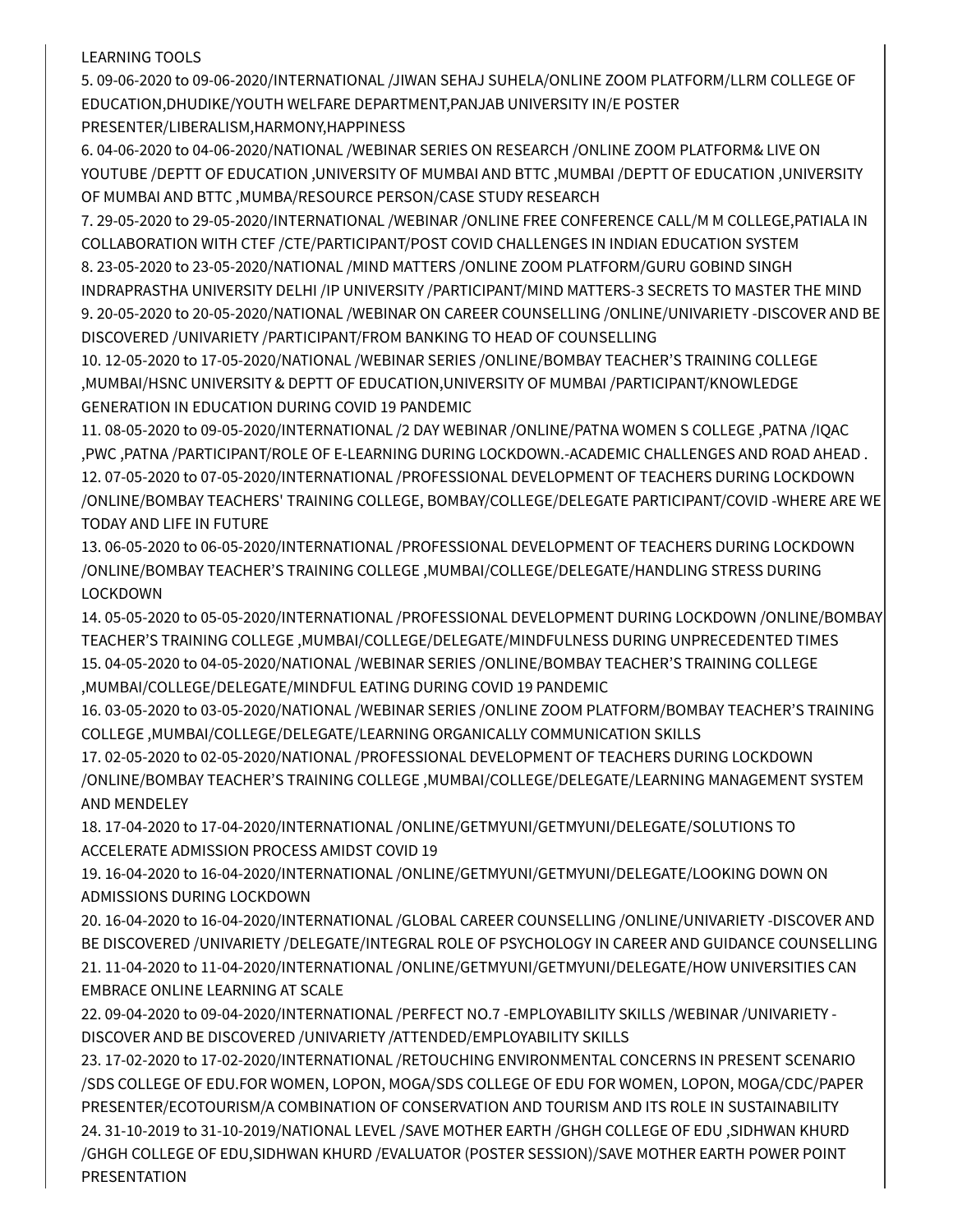LEARNING TOOLS

5. 09-06-2020 to 09-06-2020/INTERNATIONAL /JIWAN SEHAJ SUHELA/ONLINE ZOOM PLATFORM/LLRM COLLEGE OF EDUCATION,DHUDIKE/YOUTH WELFARE DEPARTMENT,PANJAB UNIVERSITY IN/E POSTER PRESENTER/LIBERALISM,HARMONY,HAPPINESS
6. 04-06-2020 to 04-06-2020/NATIONAL /WEBINAR SERIES ON RESEARCH /ONLINE ZOOM PLATFORM& LIVE ON YOUTUBE /DEPTT OF EDUCATION ,UNIVERSITY OF MUMBAI AND BTTC ,MUMBAI /DEPTT OF EDUCATION ,UNIVERSITY OF MUMBAI AND BTTC ,MUMBA/RESOURCE PERSON/CASE STUDY RESEARCH
7. 29-05-2020 to 29-05-2020/INTERNATIONAL /WEBINAR /ONLINE FREE CONFERENCE CALL/M M COLLEGE,PATIALA IN COLLABORATION WITH CTEF /CTE/PARTICIPANT/POST COVID CHALLENGES IN INDIAN EDUCATION SYSTEM
8. 23-05-2020 to 23-05-2020/NATIONAL /MIND MATTERS /ONLINE ZOOM PLATFORM/GURU GOBIND SINGH INDRAPRASTHA UNIVERSITY DELHI /IP UNIVERSITY /PARTICIPANT/MIND MATTERS-3 SECRETS TO MASTER THE MIND
9. 20-05-2020 to 20-05-2020/NATIONAL /WEBINAR ON CAREER COUNSELLING /ONLINE/UNIVARIETY -DISCOVER AND BE DISCOVERED /UNIVARIETY /PARTICIPANT/FROM BANKING TO HEAD OF COUNSELLING
10. 12-05-2020 to 17-05-2020/NATIONAL /WEBINAR SERIES /ONLINE/BOMBAY TEACHER'S TRAINING COLLEGE ,MUMBAI/HSNC UNIVERSITY & DEPTT OF EDUCATION,UNIVERSITY OF MUMBAI /PARTICIPANT/KNOWLEDGE GENERATION IN EDUCATION DURING COVID 19 PANDEMIC
11. 08-05-2020 to 09-05-2020/INTERNATIONAL /2 DAY WEBINAR /ONLINE/PATNA WOMEN S COLLEGE ,PATNA /IQAC ,PWC ,PATNA /PARTICIPANT/ROLE OF E-LEARNING DURING LOCKDOWN.-ACADEMIC CHALLENGES AND ROAD AHEAD .
12. 07-05-2020 to 07-05-2020/INTERNATIONAL /PROFESSIONAL DEVELOPMENT OF TEACHERS DURING LOCKDOWN /ONLINE/BOMBAY TEACHERS' TRAINING COLLEGE, BOMBAY/COLLEGE/DELEGATE PARTICIPANT/COVID -WHERE ARE WE TODAY AND LIFE IN FUTURE
13. 06-05-2020 to 06-05-2020/INTERNATIONAL /PROFESSIONAL DEVELOPMENT OF TEACHERS DURING LOCKDOWN /ONLINE/BOMBAY TEACHER'S TRAINING COLLEGE ,MUMBAI/COLLEGE/DELEGATE/HANDLING STRESS DURING LOCKDOWN
14. 05-05-2020 to 05-05-2020/INTERNATIONAL /PROFESSIONAL DEVELOPMENT DURING LOCKDOWN /ONLINE/BOMBAY TEACHER'S TRAINING COLLEGE ,MUMBAI/COLLEGE/DELEGATE/MINDFULNESS DURING UNPRECEDENTED TIMES
15. 04-05-2020 to 04-05-2020/NATIONAL /WEBINAR SERIES /ONLINE/BOMBAY TEACHER'S TRAINING COLLEGE ,MUMBAI/COLLEGE/DELEGATE/MINDFUL EATING DURING COVID 19 PANDEMIC
16. 03-05-2020 to 03-05-2020/NATIONAL /WEBINAR SERIES /ONLINE ZOOM PLATFORM/BOMBAY TEACHER'S TRAINING COLLEGE ,MUMBAI/COLLEGE/DELEGATE/LEARNING ORGANICALLY COMMUNICATION SKILLS
17. 02-05-2020 to 02-05-2020/NATIONAL /PROFESSIONAL DEVELOPMENT OF TEACHERS DURING LOCKDOWN /ONLINE/BOMBAY TEACHER'S TRAINING COLLEGE ,MUMBAI/COLLEGE/DELEGATE/LEARNING MANAGEMENT SYSTEM AND MENDELEY
18. 17-04-2020 to 17-04-2020/INTERNATIONAL /ONLINE/GETMYUNI/GETMYUNI/DELEGATE/SOLUTIONS TO ACCELERATE ADMISSION PROCESS AMIDST COVID 19
19. 16-04-2020 to 16-04-2020/INTERNATIONAL /ONLINE/GETMYUNI/GETMYUNI/DELEGATE/LOOKING DOWN ON ADMISSIONS DURING LOCKDOWN
20. 16-04-2020 to 16-04-2020/INTERNATIONAL /GLOBAL CAREER COUNSELLING /ONLINE/UNIVARIETY -DISCOVER AND BE DISCOVERED /UNIVARIETY /DELEGATE/INTEGRAL ROLE OF PSYCHOLOGY IN CAREER AND GUIDANCE COUNSELLING
21. 11-04-2020 to 11-04-2020/INTERNATIONAL /ONLINE/GETMYUNI/GETMYUNI/DELEGATE/HOW UNIVERSITIES CAN EMBRACE ONLINE LEARNING AT SCALE
22. 09-04-2020 to 09-04-2020/INTERNATIONAL /PERFECT NO.7 -EMPLOYABILITY SKILLS /WEBINAR /UNIVARIETY - DISCOVER AND BE DISCOVERED /UNIVARIETY /ATTENDED/EMPLOYABILITY SKILLS
23. 17-02-2020 to 17-02-2020/INTERNATIONAL /RETOUCHING ENVIRONMENTAL CONCERNS IN PRESENT SCENARIO /SDS COLLEGE OF EDU.FOR WOMEN, LOPON, MOGA/SDS COLLEGE OF EDU FOR WOMEN, LOPON, MOGA/CDC/PAPER PRESENTER/ECOTOURISM/A COMBINATION OF CONSERVATION AND TOURISM AND ITS ROLE IN SUSTAINABILITY
24. 31-10-2019 to 31-10-2019/NATIONAL LEVEL /SAVE MOTHER EARTH /GHGH COLLEGE OF EDU ,SIDHWAN KHURD /GHGH COLLEGE OF EDU,SIDHWAN KHURD /EVALUATOR (POSTER SESSION)/SAVE MOTHER EARTH POWER POINT PRESENTATION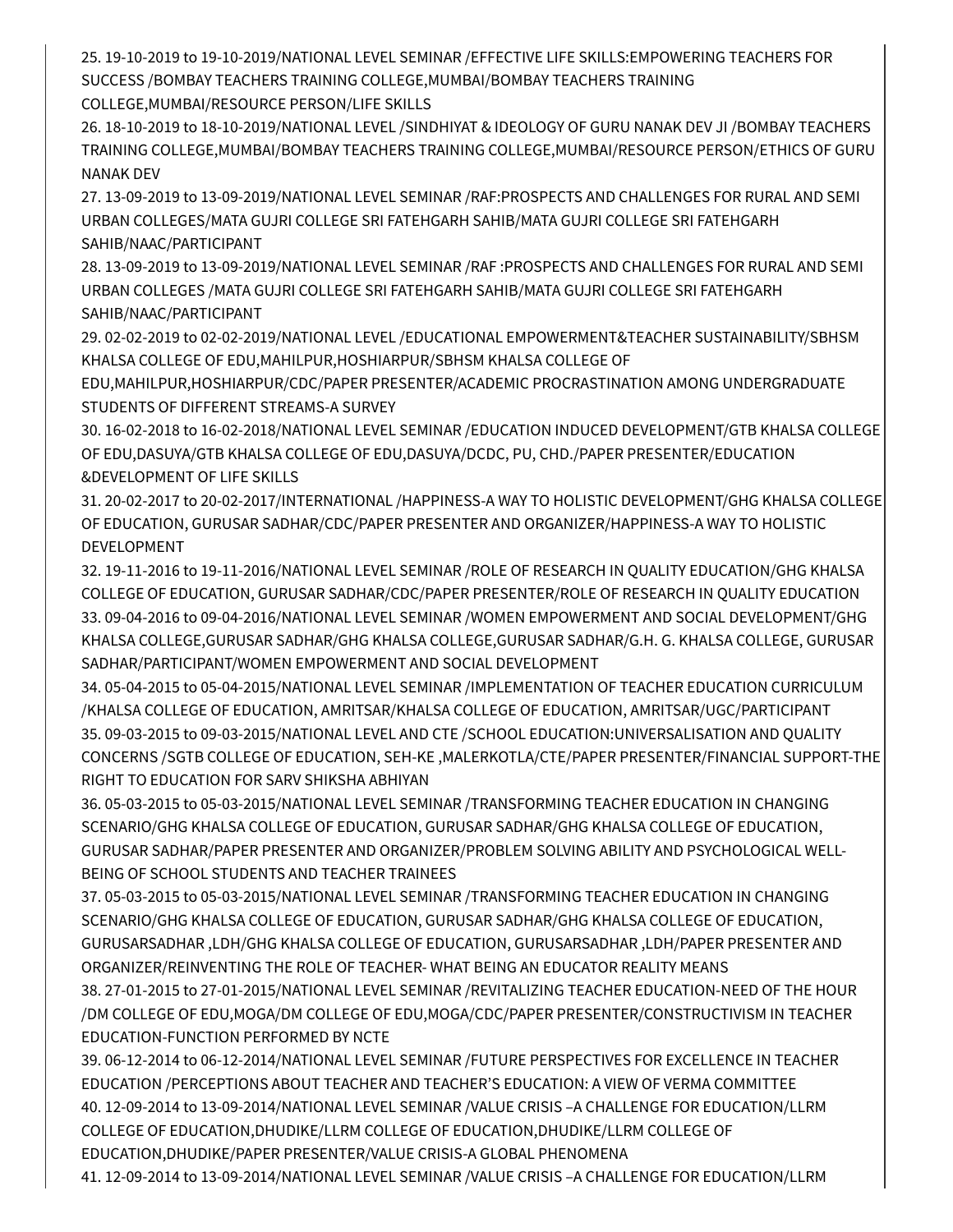25. 19-10-2019 to 19-10-2019/NATIONAL LEVEL SEMINAR /EFFECTIVE LIFE SKILLS:EMPOWERING TEACHERS FOR SUCCESS /BOMBAY TEACHERS TRAINING COLLEGE,MUMBAI/BOMBAY TEACHERS TRAINING COLLEGE,MUMBAI/RESOURCE PERSON/LIFE SKILLS
26. 18-10-2019 to 18-10-2019/NATIONAL LEVEL /SINDHIYAT & IDEOLOGY OF GURU NANAK DEV JI /BOMBAY TEACHERS TRAINING COLLEGE,MUMBAI/BOMBAY TEACHERS TRAINING COLLEGE,MUMBAI/RESOURCE PERSON/ETHICS OF GURU NANAK DEV
27. 13-09-2019 to 13-09-2019/NATIONAL LEVEL SEMINAR /RAF:PROSPECTS AND CHALLENGES FOR RURAL AND SEMI URBAN COLLEGES/MATA GUJRI COLLEGE SRI FATEHGARH SAHIB/MATA GUJRI COLLEGE SRI FATEHGARH SAHIB/NAAC/PARTICIPANT
28. 13-09-2019 to 13-09-2019/NATIONAL LEVEL SEMINAR /RAF :PROSPECTS AND CHALLENGES FOR RURAL AND SEMI URBAN COLLEGES /MATA GUJRI COLLEGE SRI FATEHGARH SAHIB/MATA GUJRI COLLEGE SRI FATEHGARH SAHIB/NAAC/PARTICIPANT
29. 02-02-2019 to 02-02-2019/NATIONAL LEVEL /EDUCATIONAL EMPOWERMENT&TEACHER SUSTAINABILITY/SBHSM KHALSA COLLEGE OF EDU,MAHILPUR,HOSHIARPUR/SBHSM KHALSA COLLEGE OF EDU,MAHILPUR,HOSHIARPUR/CDC/PAPER PRESENTER/ACADEMIC PROCRASTINATION AMONG UNDERGRADUATE STUDENTS OF DIFFERENT STREAMS-A SURVEY
30. 16-02-2018 to 16-02-2018/NATIONAL LEVEL SEMINAR /EDUCATION INDUCED DEVELOPMENT/GTB KHALSA COLLEGE OF EDU,DASUYA/GTB KHALSA COLLEGE OF EDU,DASUYA/DCDC, PU, CHD./PAPER PRESENTER/EDUCATION &DEVELOPMENT OF LIFE SKILLS
31. 20-02-2017 to 20-02-2017/INTERNATIONAL /HAPPINESS-A WAY TO HOLISTIC DEVELOPMENT/GHG KHALSA COLLEGE OF EDUCATION, GURUSAR SADHAR/CDC/PAPER PRESENTER AND ORGANIZER/HAPPINESS-A WAY TO HOLISTIC DEVELOPMENT
32. 19-11-2016 to 19-11-2016/NATIONAL LEVEL SEMINAR /ROLE OF RESEARCH IN QUALITY EDUCATION/GHG KHALSA COLLEGE OF EDUCATION, GURUSAR SADHAR/CDC/PAPER PRESENTER/ROLE OF RESEARCH IN QUALITY EDUCATION
33. 09-04-2016 to 09-04-2016/NATIONAL LEVEL SEMINAR /WOMEN EMPOWERMENT AND SOCIAL DEVELOPMENT/GHG KHALSA COLLEGE,GURUSAR SADHAR/GHG KHALSA COLLEGE,GURUSAR SADHAR/G.H. G. KHALSA COLLEGE, GURUSAR SADHAR/PARTICIPANT/WOMEN EMPOWERMENT AND SOCIAL DEVELOPMENT
34. 05-04-2015 to 05-04-2015/NATIONAL LEVEL SEMINAR /IMPLEMENTATION OF TEACHER EDUCATION CURRICULUM /KHALSA COLLEGE OF EDUCATION, AMRITSAR/KHALSA COLLEGE OF EDUCATION, AMRITSAR/UGC/PARTICIPANT
35. 09-03-2015 to 09-03-2015/NATIONAL LEVEL AND CTE /SCHOOL EDUCATION:UNIVERSALISATION AND QUALITY CONCERNS /SGTB COLLEGE OF EDUCATION, SEH-KE ,MALERKOTLA/CTE/PAPER PRESENTER/FINANCIAL SUPPORT-THE RIGHT TO EDUCATION FOR SARV SHIKSHA ABHIYAN
36. 05-03-2015 to 05-03-2015/NATIONAL LEVEL SEMINAR /TRANSFORMING TEACHER EDUCATION IN CHANGING SCENARIO/GHG KHALSA COLLEGE OF EDUCATION, GURUSAR SADHAR/GHG KHALSA COLLEGE OF EDUCATION, GURUSAR SADHAR/PAPER PRESENTER AND ORGANIZER/PROBLEM SOLVING ABILITY AND PSYCHOLOGICAL WELL-BEING OF SCHOOL STUDENTS AND TEACHER TRAINEES
37. 05-03-2015 to 05-03-2015/NATIONAL LEVEL SEMINAR /TRANSFORMING TEACHER EDUCATION IN CHANGING SCENARIO/GHG KHALSA COLLEGE OF EDUCATION, GURUSAR SADHAR/GHG KHALSA COLLEGE OF EDUCATION, GURUSARSADHAR ,LDH/GHG KHALSA COLLEGE OF EDUCATION, GURUSARSADHAR ,LDH/PAPER PRESENTER AND ORGANIZER/REINVENTING THE ROLE OF TEACHER- WHAT BEING AN EDUCATOR REALITY MEANS
38. 27-01-2015 to 27-01-2015/NATIONAL LEVEL SEMINAR /REVITALIZING TEACHER EDUCATION-NEED OF THE HOUR /DM COLLEGE OF EDU,MOGA/DM COLLEGE OF EDU,MOGA/CDC/PAPER PRESENTER/CONSTRUCTIVISM IN TEACHER EDUCATION-FUNCTION PERFORMED BY NCTE
39. 06-12-2014 to 06-12-2014/NATIONAL LEVEL SEMINAR /FUTURE PERSPECTIVES FOR EXCELLENCE IN TEACHER EDUCATION /PERCEPTIONS ABOUT TEACHER AND TEACHER'S EDUCATION: A VIEW OF VERMA COMMITTEE
40. 12-09-2014 to 13-09-2014/NATIONAL LEVEL SEMINAR /VALUE CRISIS –A CHALLENGE FOR EDUCATION/LLRM COLLEGE OF EDUCATION,DHUDIKE/LLRM COLLEGE OF EDUCATION,DHUDIKE/LLRM COLLEGE OF EDUCATION,DHUDIKE/PAPER PRESENTER/VALUE CRISIS-A GLOBAL PHENOMENA
41. 12-09-2014 to 13-09-2014/NATIONAL LEVEL SEMINAR /VALUE CRISIS –A CHALLENGE FOR EDUCATION/LLRM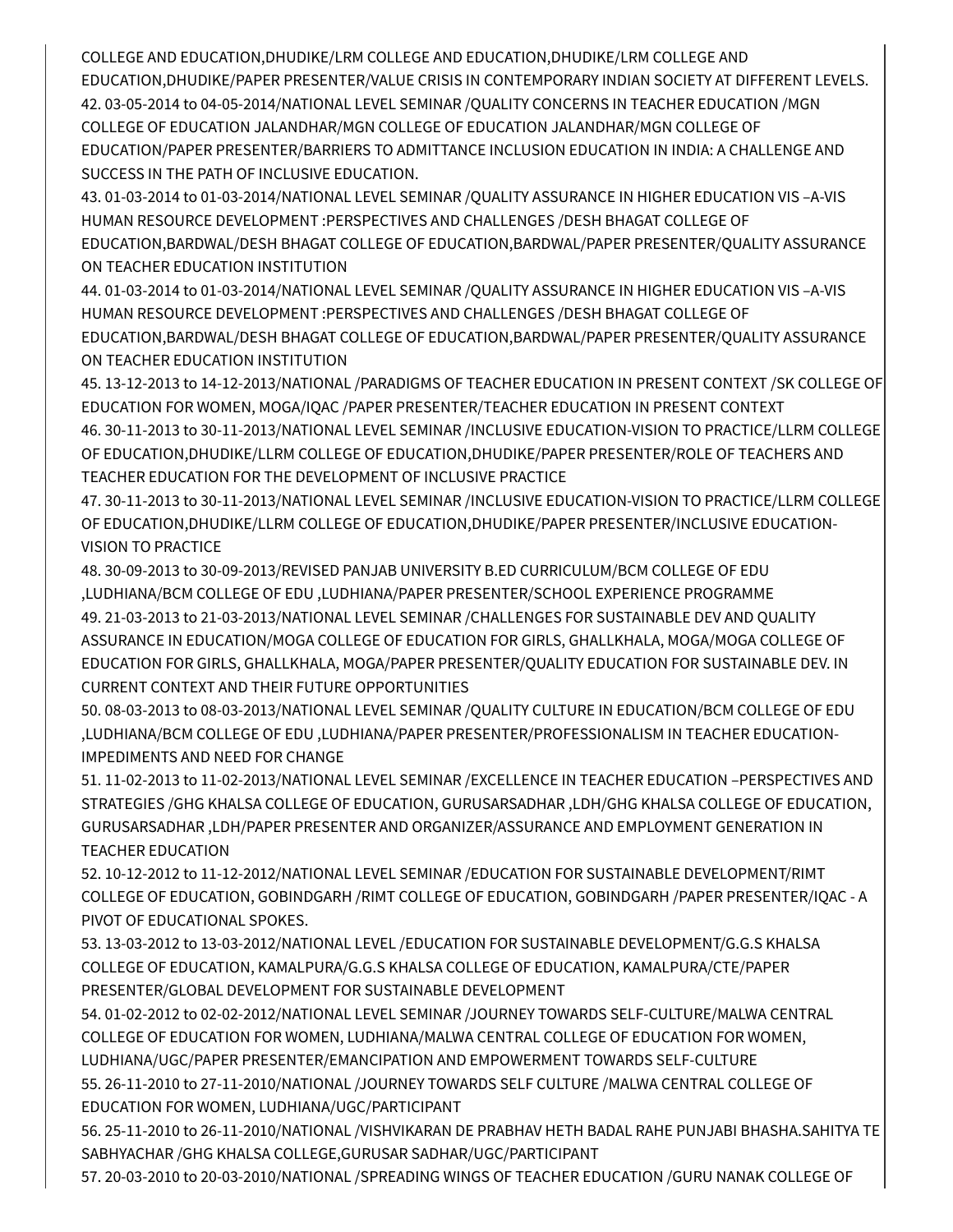COLLEGE AND EDUCATION,DHUDIKE/LRM COLLEGE AND EDUCATION,DHUDIKE/LRM COLLEGE AND EDUCATION,DHUDIKE/PAPER PRESENTER/VALUE CRISIS IN CONTEMPORARY INDIAN SOCIETY AT DIFFERENT LEVELS.

42. 03-05-2014 to 04-05-2014/NATIONAL LEVEL SEMINAR /QUALITY CONCERNS IN TEACHER EDUCATION /MGN COLLEGE OF EDUCATION JALANDHAR/MGN COLLEGE OF EDUCATION JALANDHAR/MGN COLLEGE OF EDUCATION/PAPER PRESENTER/BARRIERS TO ADMITTANCE INCLUSION EDUCATION IN INDIA: A CHALLENGE AND SUCCESS IN THE PATH OF INCLUSIVE EDUCATION.
43. 01-03-2014 to 01-03-2014/NATIONAL LEVEL SEMINAR /QUALITY ASSURANCE IN HIGHER EDUCATION VIS –A-VIS HUMAN RESOURCE DEVELOPMENT :PERSPECTIVES AND CHALLENGES /DESH BHAGAT COLLEGE OF EDUCATION,BARDWAL/DESH BHAGAT COLLEGE OF EDUCATION,BARDWAL/PAPER PRESENTER/QUALITY ASSURANCE ON TEACHER EDUCATION INSTITUTION
44. 01-03-2014 to 01-03-2014/NATIONAL LEVEL SEMINAR /QUALITY ASSURANCE IN HIGHER EDUCATION VIS –A-VIS HUMAN RESOURCE DEVELOPMENT :PERSPECTIVES AND CHALLENGES /DESH BHAGAT COLLEGE OF EDUCATION,BARDWAL/DESH BHAGAT COLLEGE OF EDUCATION,BARDWAL/PAPER PRESENTER/QUALITY ASSURANCE ON TEACHER EDUCATION INSTITUTION
45. 13-12-2013 to 14-12-2013/NATIONAL /PARADIGMS OF TEACHER EDUCATION IN PRESENT CONTEXT /SK COLLEGE OF EDUCATION FOR WOMEN, MOGA/IQAC /PAPER PRESENTER/TEACHER EDUCATION IN PRESENT CONTEXT
46. 30-11-2013 to 30-11-2013/NATIONAL LEVEL SEMINAR /INCLUSIVE EDUCATION-VISION TO PRACTICE/LLRM COLLEGE OF EDUCATION,DHUDIKE/LLRM COLLEGE OF EDUCATION,DHUDIKE/PAPER PRESENTER/ROLE OF TEACHERS AND TEACHER EDUCATION FOR THE DEVELOPMENT OF INCLUSIVE PRACTICE
47. 30-11-2013 to 30-11-2013/NATIONAL LEVEL SEMINAR /INCLUSIVE EDUCATION-VISION TO PRACTICE/LLRM COLLEGE OF EDUCATION,DHUDIKE/LLRM COLLEGE OF EDUCATION,DHUDIKE/PAPER PRESENTER/INCLUSIVE EDUCATION-VISION TO PRACTICE
48. 30-09-2013 to 30-09-2013/REVISED PANJAB UNIVERSITY B.ED CURRICULUM/BCM COLLEGE OF EDU ,LUDHIANA/BCM COLLEGE OF EDU ,LUDHIANA/PAPER PRESENTER/SCHOOL EXPERIENCE PROGRAMME
49. 21-03-2013 to 21-03-2013/NATIONAL LEVEL SEMINAR /CHALLENGES FOR SUSTAINABLE DEV AND QUALITY ASSURANCE IN EDUCATION/MOGA COLLEGE OF EDUCATION FOR GIRLS, GHALLKHALA, MOGA/MOGA COLLEGE OF EDUCATION FOR GIRLS, GHALLKHALA, MOGA/PAPER PRESENTER/QUALITY EDUCATION FOR SUSTAINABLE DEV. IN CURRENT CONTEXT AND THEIR FUTURE OPPORTUNITIES
50. 08-03-2013 to 08-03-2013/NATIONAL LEVEL SEMINAR /QUALITY CULTURE IN EDUCATION/BCM COLLEGE OF EDU ,LUDHIANA/BCM COLLEGE OF EDU ,LUDHIANA/PAPER PRESENTER/PROFESSIONALISM IN TEACHER EDUCATION-IMPEDIMENTS AND NEED FOR CHANGE
51. 11-02-2013 to 11-02-2013/NATIONAL LEVEL SEMINAR /EXCELLENCE IN TEACHER EDUCATION –PERSPECTIVES AND STRATEGIES /GHG KHALSA COLLEGE OF EDUCATION, GURUSARSADHAR ,LDH/GHG KHALSA COLLEGE OF EDUCATION, GURUSARSADHAR ,LDH/PAPER PRESENTER AND ORGANIZER/ASSURANCE AND EMPLOYMENT GENERATION IN TEACHER EDUCATION
52. 10-12-2012 to 11-12-2012/NATIONAL LEVEL SEMINAR /EDUCATION FOR SUSTAINABLE DEVELOPMENT/RIMT COLLEGE OF EDUCATION, GOBINDGARH /RIMT COLLEGE OF EDUCATION, GOBINDGARH /PAPER PRESENTER/IQAC - A PIVOT OF EDUCATIONAL SPOKES.
53. 13-03-2012 to 13-03-2012/NATIONAL LEVEL /EDUCATION FOR SUSTAINABLE DEVELOPMENT/G.G.S KHALSA COLLEGE OF EDUCATION, KAMALPURA/G.G.S KHALSA COLLEGE OF EDUCATION, KAMALPURA/CTE/PAPER PRESENTER/GLOBAL DEVELOPMENT FOR SUSTAINABLE DEVELOPMENT
54. 01-02-2012 to 02-02-2012/NATIONAL LEVEL SEMINAR /JOURNEY TOWARDS SELF-CULTURE/MALWA CENTRAL COLLEGE OF EDUCATION FOR WOMEN, LUDHIANA/MALWA CENTRAL COLLEGE OF EDUCATION FOR WOMEN, LUDHIANA/UGC/PAPER PRESENTER/EMANCIPATION AND EMPOWERMENT TOWARDS SELF-CULTURE
55. 26-11-2010 to 27-11-2010/NATIONAL /JOURNEY TOWARDS SELF CULTURE /MALWA CENTRAL COLLEGE OF EDUCATION FOR WOMEN, LUDHIANA/UGC/PARTICIPANT
56. 25-11-2010 to 26-11-2010/NATIONAL /VISHVIKARAN DE PRABHAV HETH BADAL RAHE PUNJABI BHASHA.SAHITYA TE SABHYACHAR /GHG KHALSA COLLEGE,GURUSAR SADHAR/UGC/PARTICIPANT
57. 20-03-2010 to 20-03-2010/NATIONAL /SPREADING WINGS OF TEACHER EDUCATION /GURU NANAK COLLEGE OF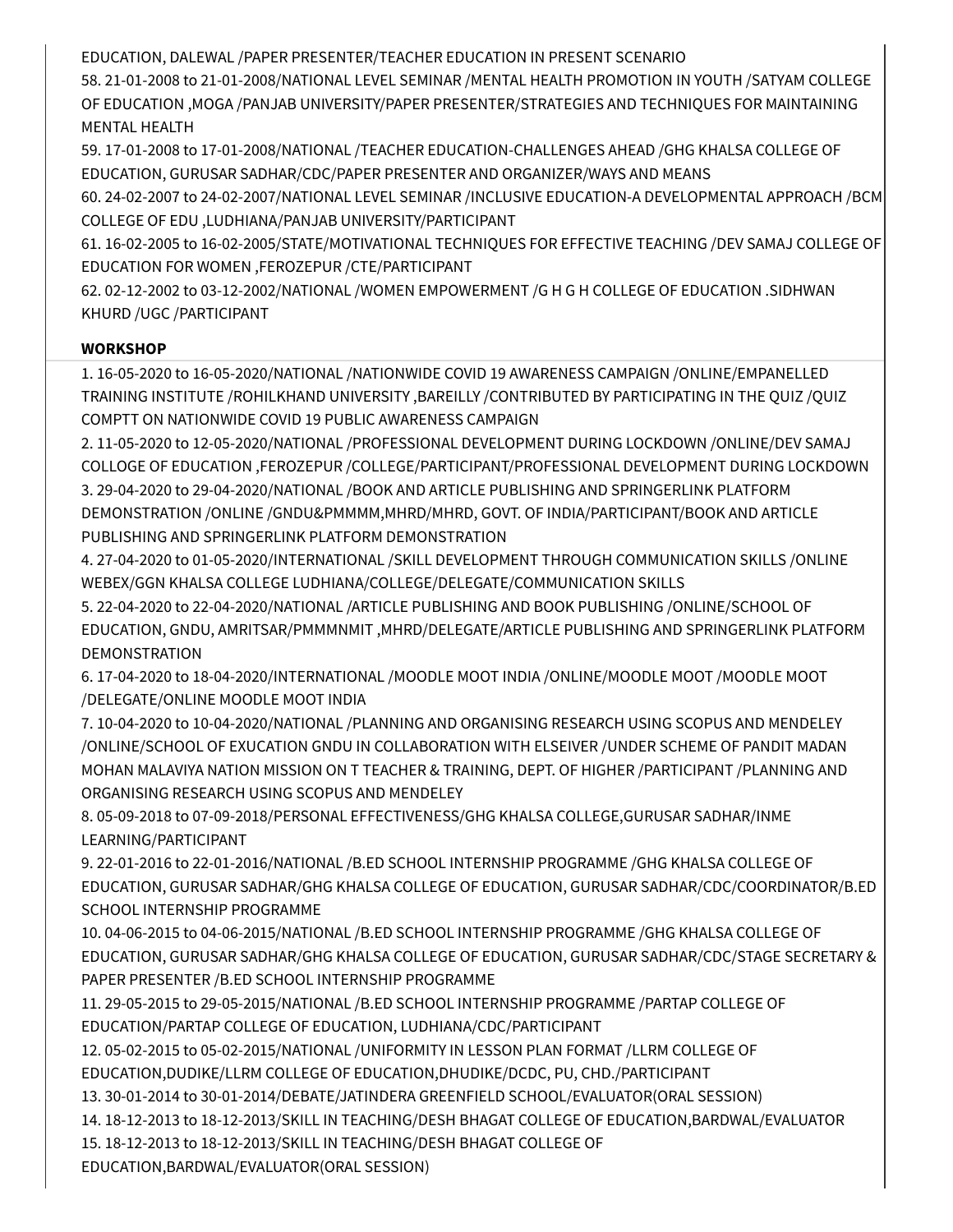EDUCATION, DALEWAL /PAPER PRESENTER/TEACHER EDUCATION IN PRESENT SCENARIO

58. 21-01-2008 to 21-01-2008/NATIONAL LEVEL SEMINAR /MENTAL HEALTH PROMOTION IN YOUTH /SATYAM COLLEGE OF EDUCATION ,MOGA /PANJAB UNIVERSITY/PAPER PRESENTER/STRATEGIES AND TECHNIQUES FOR MAINTAINING MENTAL HEALTH
59. 17-01-2008 to 17-01-2008/NATIONAL /TEACHER EDUCATION-CHALLENGES AHEAD /GHG KHALSA COLLEGE OF EDUCATION, GURUSAR SADHAR/CDC/PAPER PRESENTER AND ORGANIZER/WAYS AND MEANS
60. 24-02-2007 to 24-02-2007/NATIONAL LEVEL SEMINAR /INCLUSIVE EDUCATION-A DEVELOPMENTAL APPROACH /BCM COLLEGE OF EDU ,LUDHIANA/PANJAB UNIVERSITY/PARTICIPANT
61. 16-02-2005 to 16-02-2005/STATE/MOTIVATIONAL TECHNIQUES FOR EFFECTIVE TEACHING /DEV SAMAJ COLLEGE OF EDUCATION FOR WOMEN ,FEROZEPUR /CTE/PARTICIPANT
62. 02-12-2002 to 03-12-2002/NATIONAL /WOMEN EMPOWERMENT /G H G H COLLEGE OF EDUCATION .SIDHWAN KHURD /UGC /PARTICIPANT

**WORKSHOP**

1. 16-05-2020 to 16-05-2020/NATIONAL /NATIONWIDE COVID 19 AWARENESS CAMPAIGN /ONLINE/EMPANELLED TRAINING INSTITUTE /ROHILKHAND UNIVERSITY ,BAREILLY /CONTRIBUTED BY PARTICIPATING IN THE QUIZ /QUIZ COMPTT ON NATIONWIDE COVID 19 PUBLIC AWARENESS CAMPAIGN
2. 11-05-2020 to 12-05-2020/NATIONAL /PROFESSIONAL DEVELOPMENT DURING LOCKDOWN /ONLINE/DEV SAMAJ COLLOGE OF EDUCATION ,FEROZEPUR /COLLEGE/PARTICIPANT/PROFESSIONAL DEVELOPMENT DURING LOCKDOWN
3. 29-04-2020 to 29-04-2020/NATIONAL /BOOK AND ARTICLE PUBLISHING AND SPRINGERLINK PLATFORM DEMONSTRATION /ONLINE /GNDU&PMMMM,MHRD/MHRD, GOVT. OF INDIA/PARTICIPANT/BOOK AND ARTICLE PUBLISHING AND SPRINGERLINK PLATFORM DEMONSTRATION
4. 27-04-2020 to 01-05-2020/INTERNATIONAL /SKILL DEVELOPMENT THROUGH COMMUNICATION SKILLS /ONLINE WEBEX/GGN KHALSA COLLEGE LUDHIANA/COLLEGE/DELEGATE/COMMUNICATION SKILLS
5. 22-04-2020 to 22-04-2020/NATIONAL /ARTICLE PUBLISHING AND BOOK PUBLISHING /ONLINE/SCHOOL OF EDUCATION, GNDU, AMRITSAR/PMMMNMIT ,MHRD/DELEGATE/ARTICLE PUBLISHING AND SPRINGERLINK PLATFORM DEMONSTRATION
6. 17-04-2020 to 18-04-2020/INTERNATIONAL /MOODLE MOOT INDIA /ONLINE/MOODLE MOOT /MOODLE MOOT /DELEGATE/ONLINE MOODLE MOOT INDIA
7. 10-04-2020 to 10-04-2020/NATIONAL /PLANNING AND ORGANISING RESEARCH USING SCOPUS AND MENDELEY /ONLINE/SCHOOL OF EXUCATION GNDU IN COLLABORATION WITH ELSEIVER /UNDER SCHEME OF PANDIT MADAN MOHAN MALAVIYA NATION MISSION ON T TEACHER & TRAINING, DEPT. OF HIGHER /PARTICIPANT /PLANNING AND ORGANISING RESEARCH USING SCOPUS AND MENDELEY
8. 05-09-2018 to 07-09-2018/PERSONAL EFFECTIVENESS/GHG KHALSA COLLEGE,GURUSAR SADHAR/INME LEARNING/PARTICIPANT
9. 22-01-2016 to 22-01-2016/NATIONAL /B.ED SCHOOL INTERNSHIP PROGRAMME /GHG KHALSA COLLEGE OF EDUCATION, GURUSAR SADHAR/GHG KHALSA COLLEGE OF EDUCATION, GURUSAR SADHAR/CDC/COORDINATOR/B.ED SCHOOL INTERNSHIP PROGRAMME
10. 04-06-2015 to 04-06-2015/NATIONAL /B.ED SCHOOL INTERNSHIP PROGRAMME /GHG KHALSA COLLEGE OF EDUCATION, GURUSAR SADHAR/GHG KHALSA COLLEGE OF EDUCATION, GURUSAR SADHAR/CDC/STAGE SECRETARY & PAPER PRESENTER /B.ED SCHOOL INTERNSHIP PROGRAMME
11. 29-05-2015 to 29-05-2015/NATIONAL /B.ED SCHOOL INTERNSHIP PROGRAMME /PARTAP COLLEGE OF EDUCATION/PARTAP COLLEGE OF EDUCATION, LUDHIANA/CDC/PARTICIPANT
12. 05-02-2015 to 05-02-2015/NATIONAL /UNIFORMITY IN LESSON PLAN FORMAT /LLRM COLLEGE OF EDUCATION,DUDIKE/LLRM COLLEGE OF EDUCATION,DHUDIKE/DCDC, PU, CHD./PARTICIPANT
13. 30-01-2014 to 30-01-2014/DEBATE/JATINDERA GREENFIELD SCHOOL/EVALUATOR(ORAL SESSION)
14. 18-12-2013 to 18-12-2013/SKILL IN TEACHING/DESH BHAGAT COLLEGE OF EDUCATION,BARDWAL/EVALUATOR
15. 18-12-2013 to 18-12-2013/SKILL IN TEACHING/DESH BHAGAT COLLEGE OF EDUCATION,BARDWAL/EVALUATOR(ORAL SESSION)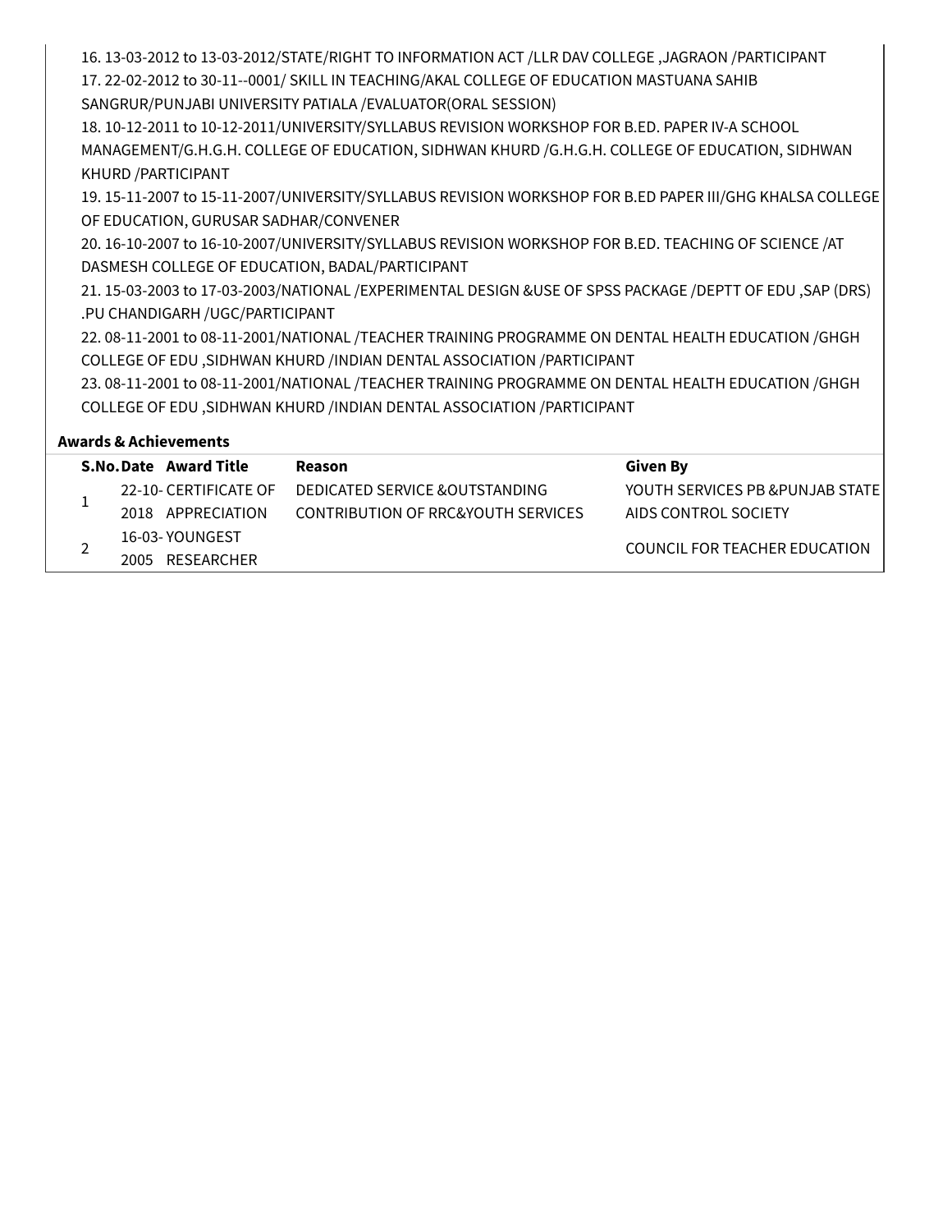16. 13-03-2012 to 13-03-2012/STATE/RIGHT TO INFORMATION ACT /LLR DAV COLLEGE ,JAGRAON /PARTICIPANT
17. 22-02-2012 to 30-11--0001/ SKILL IN TEACHING/AKAL COLLEGE OF EDUCATION MASTUANA SAHIB SANGRUR/PUNJABI UNIVERSITY PATIALA /EVALUATOR(ORAL SESSION)
18. 10-12-2011 to 10-12-2011/UNIVERSITY/SYLLABUS REVISION WORKSHOP FOR B.ED. PAPER IV-A SCHOOL MANAGEMENT/G.H.G.H. COLLEGE OF EDUCATION, SIDHWAN KHURD /G.H.G.H. COLLEGE OF EDUCATION, SIDHWAN KHURD /PARTICIPANT
19. 15-11-2007 to 15-11-2007/UNIVERSITY/SYLLABUS REVISION WORKSHOP FOR B.ED PAPER III/GHG KHALSA COLLEGE OF EDUCATION, GURUSAR SADHAR/CONVENER
20. 16-10-2007 to 16-10-2007/UNIVERSITY/SYLLABUS REVISION WORKSHOP FOR B.ED. TEACHING OF SCIENCE /AT DASMESH COLLEGE OF EDUCATION, BADAL/PARTICIPANT
21. 15-03-2003 to 17-03-2003/NATIONAL /EXPERIMENTAL DESIGN &USE OF SPSS PACKAGE /DEPTT OF EDU ,SAP (DRS) .PU CHANDIGARH /UGC/PARTICIPANT
22. 08-11-2001 to 08-11-2001/NATIONAL /TEACHER TRAINING PROGRAMME ON DENTAL HEALTH EDUCATION /GHGH COLLEGE OF EDU ,SIDHWAN KHURD /INDIAN DENTAL ASSOCIATION /PARTICIPANT
23. 08-11-2001 to 08-11-2001/NATIONAL /TEACHER TRAINING PROGRAMME ON DENTAL HEALTH EDUCATION /GHGH COLLEGE OF EDU ,SIDHWAN KHURD /INDIAN DENTAL ASSOCIATION /PARTICIPANT

**Awards & Achievements**

| S.No. | Date | Award Title | Reason | Given By |
|---|---|---|---|---|
| 1 | 22-10-2018 | CERTIFICATE OF APPRECIATION | DEDICATED SERVICE &OUTSTANDING CONTRIBUTION OF RRC&YOUTH SERVICES | YOUTH SERVICES PB &PUNJAB STATE AIDS CONTROL SOCIETY |
| 2 | 16-03-2005 | YOUNGEST RESEARCHER | | COUNCIL FOR TEACHER EDUCATION |